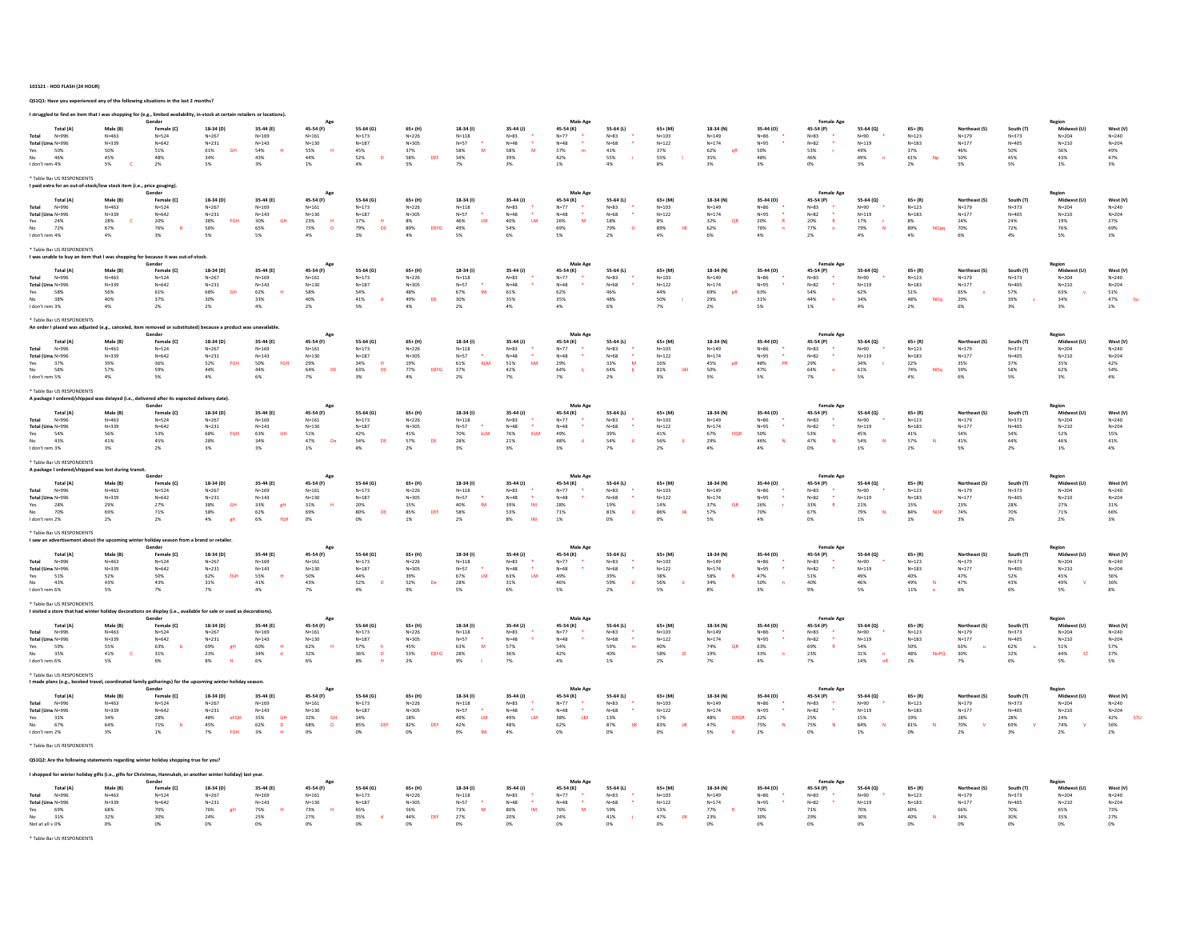101521 - HOD FLASH (24 HOUR)

QS1Q1: Have you experienced any of the following situations in the last 2 months?

I struggled to find an item that I was shopping for (e.g., limited availability, in-stock at certain retailers or locations).

| | | Gender | | Age | | | | | Male Age | | | | | Female Age | | | | | Region | | | |
|---|---|---|---|---|---|---|---|---|---|---|---|---|---|---|---|---|---|---|---|---|---|---|
| | Total (A) | Male (B) | Female (C) | 18-34 (D) | 35-44 (E) | 45-54 (F) | 55-64 (G) | 65+ (H) | 18-34 (I) | 35-44 (J) | 45-54 (K) | 55-64 (L) | 65+ (M) | 18-34 (N) | 35-44 (O) | 45-54 (P) | 55-64 (Q) | 65+ (R) | Northeast (S) | South (T) | Midwest (U) | West (V) |
| Total | N=996 | N=463 | N=524 | N=267 | N=169 | N=161 | N=173 | N=226 | N=118 | N=83 * | N=77 * | N=83 * | N=103 | N=149 | N=86 * | N=83 * | N=90 * | N=123 | N=179 | N=373 | N=204 | N=240 |
| Total (Unw | N=996 | N=339 | N=642 | N=231 | N=143 | N=130 | N=187 | N=305 | N=57 * | N=48 * | N=48 * | N=68 * | N=122 | N=174 | N=95 * | N=82 * | N=119 | N=183 | N=177 | N=405 | N=210 | N=204 |
| Yes | 50% | 50% | 51% | 61% GH | 54% H | 55% H | 45% | 37% | 58% M | 58% M | 57% m | 41% | 37% | 62% qR | 50% | 53% r | 49% | 37% | 46% | 50% | 56% | 49% |
| No | 46% | 45% | 48% | 34% | 43% | 44% | 52% D | 58% DEF | 34% | 39% | 42% | 55% i | 55% I | 35% | 48% | 46% | 49% n | 61% Np | 50% | 45% | 43% | 47% |
| I don't rem | 4% | 5% C | 2% | 5% | 3% | 1% | 4% | 5% | 7% | 3% | 1% | 4% | 8% | 3% | 3% | 0% | 3% | 2% | 5% | 5% | 1% | 3% |

* Table Ba: US RESPONDENTS

I paid extra for an out-of-stock/low stock item (i.e., price gouging).

| | | Gender | | Age | | | | | Male Age | | | | | Female Age | | | | | Region | | | |
|---|---|---|---|---|---|---|---|---|---|---|---|---|---|---|---|---|---|---|---|---|---|---|
| | Total (A) | Male (B) | Female (C) | 18-34 (D) | 35-44 (E) | 45-54 (F) | 55-64 (G) | 65+ (H) | 18-34 (I) | 35-44 (J) | 45-54 (K) | 55-64 (L) | 65+ (M) | 18-34 (N) | 35-44 (O) | 45-54 (P) | 55-64 (Q) | 65+ (R) | Northeast (S) | South (T) | Midwest (U) | West (V) |
| Total | N=996 | N=463 | N=524 | N=267 | N=169 | N=161 | N=173 | N=226 | N=118 | N=83 * | N=77 * | N=83 * | N=103 | N=149 | N=86 * | N=83 * | N=90 * | N=123 | N=179 | N=373 | N=204 | N=240 |
| Total (Unw | N=996 | N=339 | N=642 | N=231 | N=143 | N=130 | N=187 | N=305 | N=57 * | N=48 * | N=48 * | N=68 * | N=122 | N=174 | N=95 * | N=82 * | N=119 | N=183 | N=177 | N=405 | N=210 | N=204 |
| Yes | 24% | 28% C | 20% | 38% FGH | 30% GH | 23% H | 17% H | 8% | 46% LM | 40% LM | 26% M | 18% | 8% | 32% QR | 20% R | 20% R | 17% r | 8% | 24% | 24% | 19% | 27% |
| No | 72% | 67% | 76% B | 56% | 65% | 73% D | 79% DE | 89% DEFG | 49% | 54% | 69% | 79% IJ | 89% IJK | 62% | 76% n | 77% n | 79% N | 89% NOpq | 70% | 72% | 76% | 69% |
| I don't rem | 4% | 4% | 3% | 5% | 5% | 4% | 3% | 4% | 5% | 6% | 5% | 2% | 4% | 6% | 4% | 2% | 4% | 4% | 6% | 4% | 5% | 3% |

* Table Ba: US RESPONDENTS

I was unable to buy an item that I was shopping for because it was out-of-stock.

| | | Gender | | Age | | | | | Male Age | | | | | Female Age | | | | | Region | | | |
|---|---|---|---|---|---|---|---|---|---|---|---|---|---|---|---|---|---|---|---|---|---|---|
| | Total (A) | Male (B) | Female (C) | 18-34 (D) | 35-44 (E) | 45-54 (F) | 55-64 (G) | 65+ (H) | 18-34 (I) | 35-44 (J) | 45-54 (K) | 55-64 (L) | 65+ (M) | 18-34 (N) | 35-44 (O) | 45-54 (P) | 55-64 (Q) | 65+ (R) | Northeast (S) | South (T) | Midwest (U) | West (V) |
| Total | N=996 | N=463 | N=524 | N=267 | N=169 | N=161 | N=173 | N=226 | N=118 | N=83 * | N=77 * | N=83 * | N=103 | N=149 | N=86 * | N=83 * | N=90 * | N=123 | N=179 | N=373 | N=204 | N=240 |
| Total (Unw | N=996 | N=339 | N=642 | N=231 | N=143 | N=130 | N=187 | N=305 | N=57 * | N=48 * | N=48 * | N=68 * | N=122 | N=174 | N=95 * | N=82 * | N=119 | N=183 | N=177 | N=405 | N=210 | N=204 |
| Yes | 58% | 56% | 61% | 68% GH | 62% H | 58% | 54% | 48% | 67% lM | 61% | 62% | 46% | 44% | 69% pR | 63% | 54% | 62% | 51% | 65% v | 57% | 63% v | 51% |
| No | 38% | 40% | 37% | 30% | 33% | 40% | 41% d | 49% DE | 30% | 35% | 35% | 48% | 50% i | 29% | 31% | 44% n | 34% | 48% NOq | 29% | 39% s | 34% | 47% Su |
| I don't rem | 3% | 4% | 2% | 2% | 4% | 2% | 5% | 4% | 2% | 4% | 4% | 6% | 7% | 2% | 5% | 1% | 4% | 2% | 6% | 3% | 3% | 2% |

* Table Ba: US RESPONDENTS

An order I placed was adjusted (e.g., canceled, item removed or substituted) because a product was unavailable.

| | | Gender | | Age | | | | | Male Age | | | | | Female Age | | | | | Region | | | |
|---|---|---|---|---|---|---|---|---|---|---|---|---|---|---|---|---|---|---|---|---|---|---|
| | Total (A) | Male (B) | Female (C) | 18-34 (D) | 35-44 (E) | 45-54 (F) | 55-64 (G) | 65+ (H) | 18-34 (I) | 35-44 (J) | 45-54 (K) | 55-64 (L) | 65+ (M) | 18-34 (N) | 35-44 (O) | 45-54 (P) | 55-64 (Q) | 65+ (R) | Northeast (S) | South (T) | Midwest (U) | West (V) |
| Total | N=996 | N=463 | N=524 | N=267 | N=169 | N=161 | N=173 | N=226 | N=118 | N=83 * | N=77 * | N=83 * | N=103 | N=149 | N=86 * | N=83 * | N=90 * | N=123 | N=179 | N=373 | N=204 | N=240 |
| Total (Unw | N=996 | N=339 | N=642 | N=231 | N=143 | N=130 | N=187 | N=305 | N=57 * | N=48 * | N=48 * | N=68 * | N=122 | N=174 | N=95 * | N=82 * | N=119 | N=183 | N=177 | N=405 | N=210 | N=204 |
| Yes | 37% | 39% | 36% | 52% FGH | 50% FGH | 29% | 34% H | 19% | 61% KLM | 51% kM | 29% | 33% M | 16% | 45% pR | 48% PR | 29% | 34% r | 22% | 35% | 37% | 35% | 42% |
| No | 58% | 57% | 59% | 44% | 44% | 64% DE | 63% DE | 77% DEFG | 37% | 42% | 64% Ij | 64% Ij | 81% IJkl | 50% | 47% | 64% o | 61% | 74% NOq | 59% | 58% | 62% | 54% |
| I don't rem | 5% | 4% | 5% | 4% | 6% | 7% | 3% | 4% | 2% | 7% | 7% | 2% | 3% | 5% | 5% | 7% | 5% | 4% | 6% | 5% | 3% | 4% |

* Table Ba: US RESPONDENTS

A package I ordered/shipped was delayed (i.e., delivered after its expected delivery date).

| | | Gender | | Age | | | | | Male Age | | | | | Female Age | | | | | Region | | | |
|---|---|---|---|---|---|---|---|---|---|---|---|---|---|---|---|---|---|---|---|---|---|---|
| | Total (A) | Male (B) | Female (C) | 18-34 (D) | 35-44 (E) | 45-54 (F) | 55-64 (G) | 65+ (H) | 18-34 (I) | 35-44 (J) | 45-54 (K) | 55-64 (L) | 65+ (M) | 18-34 (N) | 35-44 (O) | 45-54 (P) | 55-64 (Q) | 65+ (R) | Northeast (S) | South (T) | Midwest (U) | West (V) |
| Total | N=996 | N=463 | N=524 | N=267 | N=169 | N=161 | N=173 | N=226 | N=118 | N=83 * | N=77 * | N=83 * | N=103 | N=149 | N=86 * | N=83 * | N=90 * | N=123 | N=179 | N=373 | N=204 | N=240 |
| Total (Unw | N=996 | N=339 | N=642 | N=231 | N=143 | N=130 | N=187 | N=305 | N=57 * | N=48 * | N=48 * | N=68 * | N=122 | N=174 | N=95 * | N=82 * | N=119 | N=183 | N=177 | N=405 | N=210 | N=204 |
| Yes | 54% | 56% | 53% | 68% FGH | 63% GH | 51% | 42% | 41% | 70% kLM | 76% KLM | 49% | 39% | 41% | 67% OQR | 50% | 53% | 45% | 41% | 54% | 54% | 52% | 55% |
| No | 43% | 41% | 45% | 28% | 34% | 47% De | 54% DE | 57% DE | 28% | 21% | 48% iJ | 54% IJ | 56% IJ | 29% | 46% N | 47% N | 54% N | 57% N | 41% | 44% | 46% | 41% |
| I don't rem | 3% | 3% | 2% | 3% | 3% | 1% | 4% | 2% | 3% | 3% | 3% | 7% | 2% | 4% | 4% | 0% | 1% | 2% | 5% | 2% | 1% | 4% |

* Table Ba: US RESPONDENTS

A package I ordered/shipped was lost during transit.

| | | Gender | | Age | | | | | Male Age | | | | | Female Age | | | | | Region | | | |
|---|---|---|---|---|---|---|---|---|---|---|---|---|---|---|---|---|---|---|---|---|---|---|
| | Total (A) | Male (B) | Female (C) | 18-34 (D) | 35-44 (E) | 45-54 (F) | 55-64 (G) | 65+ (H) | 18-34 (I) | 35-44 (J) | 45-54 (K) | 55-64 (L) | 65+ (M) | 18-34 (N) | 35-44 (O) | 45-54 (P) | 55-64 (Q) | 65+ (R) | Northeast (S) | South (T) | Midwest (U) | West (V) |
| Total | N=996 | N=463 | N=524 | N=267 | N=169 | N=161 | N=173 | N=226 | N=118 | N=83 * | N=77 * | N=83 * | N=103 | N=149 | N=86 * | N=83 * | N=90 * | N=123 | N=179 | N=373 | N=204 | N=240 |
| Total (Unw | N=996 | N=339 | N=642 | N=231 | N=143 | N=130 | N=187 | N=305 | N=57 * | N=48 * | N=48 * | N=68 * | N=122 | N=174 | N=95 * | N=82 * | N=119 | N=183 | N=177 | N=405 | N=210 | N=204 |
| Yes | 28% | 29% | 27% | 38% GH | 33% gH | 31% H | 20% | 15% | 40% lM | 39% lM | 28% | 19% | 14% | 37% QR | 26% r | 33% R | 21% | 15% | 23% | 28% | 27% | 31% |
| No | 70% | 69% | 71% | 58% | 61% | 69% | 80% DE | 85% DEF | 58% | 53% | 71% | 81% IJ | 86% IJk | 57% | 70% | 67% | 79% N | 84% NOP | 74% | 70% | 71% | 66% |
| I don't rem | 2% | 2% | 2% | 4% gh | 6% FGH | 0% | 0% | 1% | 2% | 8% IM | 1% | 0% | 0% | 5% | 4% | 0% | 1% | 1% | 3% | 2% | 2% | 3% |

* Table Ba: US RESPONDENTS

I saw an advertisement about the upcoming winter holiday season from a brand or retailer.

| | | Gender | | Age | | | | | Male Age | | | | | Female Age | | | | | Region | | | |
|---|---|---|---|---|---|---|---|---|---|---|---|---|---|---|---|---|---|---|---|---|---|---|
| | Total (A) | Male (B) | Female (C) | 18-34 (D) | 35-44 (E) | 45-54 (F) | 55-64 (G) | 65+ (H) | 18-34 (I) | 35-44 (J) | 45-54 (K) | 55-64 (L) | 65+ (M) | 18-34 (N) | 35-44 (O) | 45-54 (P) | 55-64 (Q) | 65+ (R) | Northeast (S) | South (T) | Midwest (U) | West (V) |
| Total | N=996 | N=463 | N=524 | N=267 | N=169 | N=161 | N=173 | N=226 | N=118 | N=83 * | N=77 * | N=83 * | N=103 | N=149 | N=86 * | N=83 * | N=90 * | N=123 | N=179 | N=373 | N=204 | N=240 |
| Total (Unw | N=996 | N=339 | N=642 | N=231 | N=143 | N=130 | N=187 | N=305 | N=57 * | N=48 * | N=48 * | N=68 * | N=122 | N=174 | N=95 * | N=82 * | N=119 | N=183 | N=177 | N=405 | N=210 | N=204 |
| Yes | 51% | 52% | 50% | 62% FGH | 55% H | 50% | 44% | 39% | 67% LM | 63% LM | 49% | 39% | 38% | 58% R | 47% | 51% | 49% | 40% | 47% | 52% | 45% | 56% |
| No | 43% | 43% | 43% | 31% | 41% | 43% | 52% D | 52% De | 28% | 31% | 46% | 59% IJ | 56% IJ | 34% | 50% n | 40% | 46% | 49% N | 47% | 43% | 49% V | 36% |
| I don't rem | 6% | 5% | 7% | 7% | 4% | 7% | 4% | 9% | 5% | 6% | 5% | 2% | 5% | 8% | 3% | 9% | 5% | 11% o | 6% | 6% | 5% | 8% |

* Table Ba: US RESPONDENTS

I visited a store that had winter holiday decorations on display (i.e., available for sale or used as decorations).

| | | Gender | | Age | | | | | Male Age | | | | | Female Age | | | | | Region | | | |
|---|---|---|---|---|---|---|---|---|---|---|---|---|---|---|---|---|---|---|---|---|---|---|
| | Total (A) | Male (B) | Female (C) | 18-34 (D) | 35-44 (E) | 45-54 (F) | 55-64 (G) | 65+ (H) | 18-34 (I) | 35-44 (J) | 45-54 (K) | 55-64 (L) | 65+ (M) | 18-34 (N) | 35-44 (O) | 45-54 (P) | 55-64 (Q) | 65+ (R) | Northeast (S) | South (T) | Midwest (U) | West (V) |
| Total | N=996 | N=463 | N=524 | N=267 | N=169 | N=161 | N=173 | N=226 | N=118 | N=83 * | N=77 * | N=83 * | N=103 | N=149 | N=86 * | N=83 * | N=90 * | N=123 | N=179 | N=373 | N=204 | N=240 |
| Total (Unw | N=996 | N=339 | N=642 | N=231 | N=143 | N=130 | N=187 | N=305 | N=57 * | N=48 * | N=48 * | N=68 * | N=122 | N=174 | N=95 * | N=82 * | N=119 | N=183 | N=177 | N=405 | N=210 | N=204 |
| Yes | 59% | 55% | 63% b | 69% gH | 60% H | 62% H | 57% h | 45% | 63% M | 57% | 54% | 59% m | 40% | 74% QR | 63% | 69% R | 54% | 50% | 63% u | 62% u | 51% | 57% |
| No | 35% | 41% C | 31% | 23% | 34% | 32% | 36% D | 53% DEFG | 28% | 36% | 42% | 40% | 58% IJ | 19% | 33% n | 23% | 31% n | 48% NoPQ | 30% | 32% | 44% ST | 37% |
| I don't rem | 6% | 5% | 6% | 8% fh | 6% | 6% | 8% H | 2% | 9% l | 7% | 4% | 1% | 2% | 7% | 4% | 7% | 14% oR | 2% | 7% | 6% | 5% | 5% |

* Table Ba: US RESPONDENTS

I made plans (e.g., booked travel, coordinated family gatherings) for the upcoming winter holiday season.

| | | Gender | | Age | | | | | Male Age | | | | | Female Age | | | | | Region | | | |
|---|---|---|---|---|---|---|---|---|---|---|---|---|---|---|---|---|---|---|---|---|---|---|
| | Total (A) | Male (B) | Female (C) | 18-34 (D) | 35-44 (E) | 45-54 (F) | 55-64 (G) | 65+ (H) | 18-34 (I) | 35-44 (J) | 45-54 (K) | 55-64 (L) | 65+ (M) | 18-34 (N) | 35-44 (O) | 45-54 (P) | 55-64 (Q) | 65+ (R) | Northeast (S) | South (T) | Midwest (U) | West (V) |
| Total | N=996 | N=463 | N=524 | N=267 | N=169 | N=161 | N=173 | N=226 | N=118 | N=83 * | N=77 * | N=83 * | N=103 | N=149 | N=86 * | N=83 * | N=90 * | N=123 | N=179 | N=373 | N=204 | N=240 |
| Total (Unw | N=996 | N=339 | N=642 | N=231 | N=143 | N=130 | N=187 | N=305 | N=57 * | N=48 * | N=48 * | N=68 * | N=122 | N=174 | N=95 * | N=82 * | N=119 | N=183 | N=177 | N=405 | N=210 | N=204 |
| Yes | 31% | 34% | 28% | 48% eFGH | 35% GH | 32% GH | 14% | 18% | 49% LM | 49% LM | 38% LM | 13% | 17% | 48% OPQR | 22% | 25% | 15% | 19% | 28% | 28% | 24% | 42% STU |
| No | 67% | 64% | 71% b | 45% | 62% D | 68% D | 85% DEF | 82% DEF | 42% | 47% | 62% | 87% IJK | 83% IJK | 47% | 75% N | 75% N | 84% N | 81% N | 70% V | 69% V | 74% V | 56% |
| I don't rem | 2% | 3% | 1% | 7% FGH | 3% H | 0% | 0% | 0% | 9% lM | 4% | 0% | 0% | 0% | 5% R | 2% | 0% | 1% | 0% | 2% | 3% | 2% | 2% |

* Table Ba: US RESPONDENTS

QS1Q2: Are the following statements regarding winter holiday shopping true for you?

I shopped for winter holiday gifts (i.e., gifts for Christmas, Hannukah, or another winter holiday) last year.

| | | Gender | | Age | | | | | Male Age | | | | | Female Age | | | | | Region | | | |
|---|---|---|---|---|---|---|---|---|---|---|---|---|---|---|---|---|---|---|---|---|---|---|
| | Total (A) | Male (B) | Female (C) | 18-34 (D) | 35-44 (E) | 45-54 (F) | 55-64 (G) | 65+ (H) | 18-34 (I) | 35-44 (J) | 45-54 (K) | 55-64 (L) | 65+ (M) | 18-34 (N) | 35-44 (O) | 45-54 (P) | 55-64 (Q) | 65+ (R) | Northeast (S) | South (T) | Midwest (U) | West (V) |
| Total | N=996 | N=463 | N=524 | N=267 | N=169 | N=161 | N=173 | N=226 | N=118 | N=83 * | N=77 * | N=83 * | N=103 | N=149 | N=86 * | N=83 * | N=90 * | N=123 | N=179 | N=373 | N=204 | N=240 |
| Total (Unw | N=996 | N=339 | N=642 | N=231 | N=143 | N=130 | N=187 | N=305 | N=57 * | N=48 * | N=48 * | N=68 * | N=122 | N=174 | N=95 * | N=82 * | N=119 | N=183 | N=177 | N=405 | N=210 | N=204 |
| Yes | 69% | 68% | 70% | 74% gH | 75% H | 73% H | 65% | 56% | 73% M | 80% lM | 76% M | 59% | 53% | 77% R | 70% | 71% | 70% | 60% | 66% | 70% | 65% | 73% |
| No | 31% | 32% | 30% | 24% | 25% | 27% | 35% d | 44% DEF | 27% | 20% | 24% | 41% j | 47% IJK | 23% | 30% | 29% | 30% | 40% N | 34% | 30% | 35% | 27% |
| Not at all s | 0% | 0% | 0% | 0% | 0% | 0% | 0% | 0% | 0% | 0% | 0% | 0% | 0% | 0% | 0% | 0% | 0% | 0% | 0% | 0% | 0% | 0% |

* Table Ba: US RESPONDENTS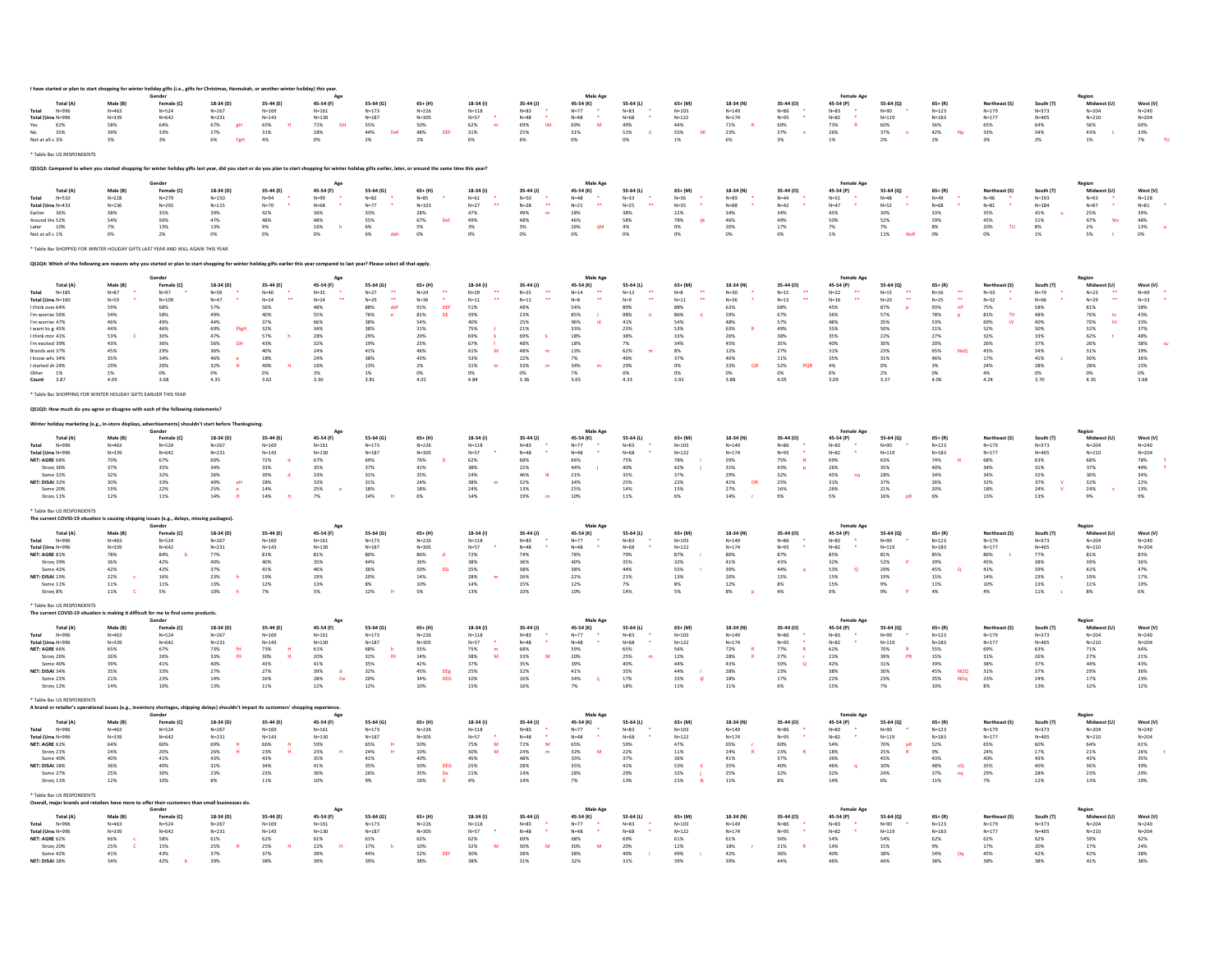I have started or plan to start shopping for winter holiday gifts (i.e., gifts for Christmas, Hannukah, or another winter holiday) this year.

| | Total (A) | Male (B) | Female (C) | 18-34 (D) | 35-44 (E) | 45-54 (F) | 55-64 (G) | 65+ (H) | Male 18-34 (I) | Male 35-44 (J) | Male 45-54 (K) | Male 55-64 (L) | Male 65+ (M) | Female 18-34 (N) | Female 35-44 (O) | Female 45-54 (P) | Female 55-64 (Q) | Female 65+ (R) | Northeast (S) | South (T) | Midwest (U) | West (V) |
|---|---|---|---|---|---|---|---|---|---|---|---|---|---|---|---|---|---|---|---|---|---|---|
| Total | N=996 | N=463 | N=524 | N=267 | N=169 | N=161 | N=173 | N=226 | N=118 | N=83 * | N=77 * | N=83 * | N=103 | N=149 | N=86 * | N=83 * | N=90 * | N=123 | N=179 | N=373 | N=204 | N=240 |
| Total (Unw | N=996 | N=339 | N=642 | N=231 | N=143 | N=130 | N=187 | N=305 | N=57 * | N=48 * | N=48 * | N=68 * | N=122 | N=174 | N=95 * | N=82 * | N=119 | N=183 | N=177 | N=405 | N=210 | N=204 |
| Yes | 62% | 58% | 64% | 67% gH | 65% H | 71% GH | 55% | 50% | 62% m | 69% lM | 69% M | 49% | 44% | 71% R | 60% | 73% R | 60% | 56% | 65% | 64% | 56% | 60% |
| No | 35% | 39% | 33% | 27% | 31% | 28% | 44% DeF | 48% DEF | 31% | 25% | 31% | 51% d | 55% IJK | 23% | 37% n | 26% | 37% n | 42% Np | 33% | 34% | 43% t | 33% |
| Not at all s | 3% | 3% | 3% | 6% FgH | 4% | 0% | 2% | 2% | 6% | 6% | 0% | 0% | 1% | 6% | 3% | 1% | 2% | 2% | 3% | 2% | 1% | 7% TU |

* Table Ba: US RESPONDENTS

QS1Q3: Compared to when you started shopping for winter holiday gifts last year, did you start or do you plan to start shopping for winter holiday gifts earlier, later, or around the same time this year?

| | Total (A) | Male (B) | Female (C) | 18-34 (D) | 35-44 (E) | 45-54 (F) | 55-64 (G) | 65+ (H) | Male 18-34 (I) | Male 35-44 (J) | Male 45-54 (K) | Male 55-64 (L) | Male 65+ (M) | Female 18-34 (N) | Female 35-44 (O) | Female 45-54 (P) | Female 55-64 (Q) | Female 65+ (R) | Northeast (S) | South (T) | Midwest (U) | West (V) |
|---|---|---|---|---|---|---|---|---|---|---|---|---|---|---|---|---|---|---|---|---|---|---|
| Total | N=510 | N=228 | N=279 | N=150 | N=94 * | N=99 * | N=82 * | N=85 * | N=61 * | N=50 * | N=48 * | N=33 * | N=36 * | N=89 * | N=44 * | N=51 * | N=48 * | N=49 * | N=96 * | N=193 | N=93 * | N=128 |
| Total (Unw | N=433 | N=136 | N=292 | N=115 | N=70 * | N=68 * | N=77 * | N=103 | N=27 ** | N=28 ** | N=21 ** | N=25 ** | N=35 * | N=88 * | N=42 * | N=47 * | N=52 * | N=68 * | N=81 * | N=184 | N=87 * | N=81 * |
| Earlier | 36% | 38% | 35% | 39% | 42% | 36% | 33% | 28% | 47% | 49% m | 28% | 38% | 22% | 34% | 34% | 43% | 30% | 33% | 35% | 41% u | 25% | 39% |
| Around the | 52% | 54% | 50% | 47% | 48% | 48% | 55% | 67% Def | 49% | 48% | 46% | 58% | 78% ijk | 46% | 49% | 50% | 52% | 59% | 45% | 51% | 67% Stv | 48% |
| Later | 10% | 7% | 13% | 13% | 9% | 16% h | 6% | 5% | 3% | 3% | 26% ijM | 4% | 0% | 20% | 17% | 7% | 7% | 8% | 20% TU | 8% | 2% | 13% u |
| Not at all s | 1% | 0% | 2% | 0% | 0% | 0% | 6% deh | 0% | 0% | 0% | 0% | 0% | 0% | 0% | 0% | 1% | 11% NoR | 0% | 0% | 1% | 5% t | 0% |

* Table Ba: SHOPPED FOR WINTER HOLIDAY GIFTS LAST YEAR AND WILL AGAIN THIS YEAR

QS1Q4: Which of the following are reasons why you started or plan to start shopping for winter holiday gifts earlier this year compared to last year? Please select all that apply.

| | Total (A) | Male (B) | Female (C) | 18-34 (D) | 35-44 (E) | 45-54 (F) | 55-64 (G) | 65+ (H) | Male 18-34 (I) | Male 35-44 (J) | Male 45-54 (K) | Male 55-64 (L) | Male 65+ (M) | Female 18-34 (N) | Female 35-44 (O) | Female 45-54 (P) | Female 55-64 (Q) | Female 65+ (R) | Northeast (S) | South (T) | Midwest (U) | West (V) |
|---|---|---|---|---|---|---|---|---|---|---|---|---|---|---|---|---|---|---|---|---|---|---|
| Total | N=185 | N=87 * | N=97 * | N=59 * | N=40 * | N=35 * | N=27 ** | N=24 ** | N=29 ** | N=25 ** | N=14 ** | N=12 ** | N=8 ** | N=30 * | N=15 ** | N=22 ** | N=15 ** | N=16 ** | N=33 * | N=79 * | N=23 ** | N=49 * |
| Total (Unw | N=160 | N=50 * | N=109 | N=47 * | N=24 ** | N=24 ** | N=29 ** | N=36 * | N=11 ** | N=11 ** | N=8 ** | N=9 ** | N=11 ** | N=36 * | N=13 ** | N=16 ** | N=20 ** | N=25 ** | N=32 * | N=66 * | N=29 ** | N=33 * |
| I think over | 64% | 59% | 68% | 57% | 56% | 48% | 88% def | 91% DEF | 51% | 48% | 54% | 89% | 88% | 63% | 68% | 45% | 87% p | 93% nP | 75% | 58% | 81% | 58% |
| I'm worried | 56% | 54% | 58% | 49% | 40% | 55% | 76% e | 81% DE | 39% | 23% | 85% J | 98% iJ | 86% iJ | 59% | 67% | 36% | 57% | 78% p | 81% TV | 48% | 76% tv | 43% |
| I'm worried | 47% | 46% | 49% | 44% | 37% | 66% | 38% | 54% | 40% | 25% | 96% iJl | 41% | 54% | 48% | 57% | 48% | 35% | 53% | 69% tV | 40% | 70% tV | 33% |
| I want to g | 45% | 44% | 46% | 69% EfgH | 32% | 34% | 38% | 31% | 75% J | 21% | 33% | 23% | 53% | 63% R | 49% | 35% | 50% | 21% | 52% | 50% | 32% | 37% |
| I think mor | 41% | 53% C | 30% | 47% | 57% h | 28% | 29% | 29% | 69% k | 69% k | 18% | 38% | 33% | 26% | 38% | 35% | 22% | 27% | 32% | 33% | 62% t | 48% |
| I'm excited | 39% | 43% | 36% | 56% GH | 43% | 32% | 19% | 25% | 67% l | 48% | 18% | 7% | 34% | 45% | 35% | 40% | 30% | 20% | 26% | 37% | 26% | 58% su |
| Brands and | 37% | 45% | 29% | 36% | 40% | 24% | 41% | 46% | 61% M | 48% m | 13% | 62% m | 8% | 12% | 27% | 31% | 23% | 65% NoQ | 43% | 34% | 31% | 39% |
| I know wha | 35% | 35% | 34% | 46% e | 18% | 24% | 38% | 43% | 53% | 22% | 7% | 46% | 37% | 40% | 11% | 35% | 31% | 46% | 17% | 41% s | 30% | 36% |
| I started sh | 24% | 29% | 20% | 32% fH | 40% H | 16% | 13% | 2% | 31% m | 33% m | 34% m | 29% | 0% | 33% QR | 52% PQR | 4% | 0% | 3% | 24% | 28% | 28% | 15% |
| Other | 1% | 1% | 0% | 0% | 0% | 3% | 1% | 0% | 0% | 0% | 7% | 0% | 0% | 0% | 0% | 0% | 2% | 0% | 4% | 0% | 0% | 0% |
| Count | 3.87 | 4.09 | 3.68 | 4.35 | 3.62 | 3.30 | 3.81 | 4.01 | 4.84 | 3.36 | 3.65 | 4.33 | 3.92 | 3.88 | 4.05 | 3.09 | 3.37 | 4.06 | 4.24 | 3.70 | 4.35 | 3.68 |

* Table Ba: SHOPPING FOR WINTER HOLIDAY GIFTS EARLIER THIS YEAR

QS1Q5: How much do you agree or disagree with each of the following statements?

Winter holiday marketing (e.g., in-store displays, advertisements) shouldn't start before Thanksgiving.

| | Total (A) | Male (B) | Female (C) | 18-34 (D) | 35-44 (E) | 45-54 (F) | 55-64 (G) | 65+ (H) | Male 18-34 (I) | Male 35-44 (J) | Male 45-54 (K) | Male 55-64 (L) | Male 65+ (M) | Female 18-34 (N) | Female 35-44 (O) | Female 45-54 (P) | Female 55-64 (Q) | Female 65+ (R) | Northeast (S) | South (T) | Midwest (U) | West (V) |
|---|---|---|---|---|---|---|---|---|---|---|---|---|---|---|---|---|---|---|---|---|---|---|
| Total | N=996 | N=463 | N=524 | N=267 | N=169 | N=161 | N=173 | N=226 | N=118 | N=83 * | N=77 * | N=83 * | N=103 | N=149 | N=86 * | N=83 * | N=90 * | N=123 | N=179 | N=373 | N=204 | N=240 |
| Total (Unw | N=996 | N=339 | N=642 | N=231 | N=143 | N=130 | N=187 | N=305 | N=57 * | N=48 * | N=48 * | N=68 * | N=122 | N=174 | N=95 * | N=82 * | N=119 | N=183 | N=177 | N=405 | N=210 | N=204 |
| NET: AGRE | 68% | 70% | 67% | 60% | 72% d | 67% | 69% | 76% D | 62% | 68% | 66% | 75% | 78% i | 59% | 75% N | 69% | 63% | 74% N | 68% | 63% | 68% | 78% T |
| Strong | 36% | 37% | 35% | 34% | 33% | 35% | 37% | 41% | 38% | 22% | 44% j | 40% | 42% j | 31% | 43% p | 26% | 35% | 40% | 34% | 31% | 37% | 44% T |
| Some | 32% | 32% | 32% | 26% | 39% d | 33% | 31% | 35% | 24% | 46% IK | 21% | 35% | 37% | 29% | 32% | 43% nq | 28% | 34% | 34% | 32% | 30% | 34% |
| NET: DISAG | 32% | 30% | 33% | 40% eH | 28% | 33% | 31% | 24% | 38% m | 32% | 34% | 25% | 22% | 41% OR | 25% | 31% | 37% | 26% | 32% | 37% V | 32% | 22% |
| Some | 19% | 19% | 22% | 25% e | 14% | 25% e | 18% | 18% | 24% | 13% | 25% | 14% | 15% | 27% | 16% | 26% | 21% | 20% | 18% | 24% V | 24% v | 13% |
| Strong | 11% | 12% | 11% | 14% fH | 14% H | 7% | 14% H | 6% | 14% | 19% m | 10% | 11% | 6% | 14% r | 9% | 5% | 16% pR | 6% | 13% | 13% | 9% | 9% |

* Table Ba: US RESPONDENTS

The current COVID-19 situation is causing shipping issues (e.g., delays, missing packages).

| | Total (A) | Male (B) | Female (C) | 18-34 (D) | 35-44 (E) | 45-54 (F) | 55-64 (G) | 65+ (H) | Male 18-34 (I) | Male 35-44 (J) | Male 45-54 (K) | Male 55-64 (L) | Male 65+ (M) | Female 18-34 (N) | Female 35-44 (O) | Female 45-54 (P) | Female 55-64 (Q) | Female 65+ (R) | Northeast (S) | South (T) | Midwest (U) | West (V) |
|---|---|---|---|---|---|---|---|---|---|---|---|---|---|---|---|---|---|---|---|---|---|---|
| Total | N=996 | N=463 | N=524 | N=267 | N=169 | N=161 | N=173 | N=226 | N=118 | N=83 * | N=77 * | N=83 * | N=103 | N=149 | N=86 * | N=83 * | N=90 * | N=123 | N=179 | N=373 | N=204 | N=240 |
| Total (Unw | N=996 | N=339 | N=642 | N=231 | N=143 | N=130 | N=187 | N=305 | N=57 * | N=48 * | N=48 * | N=68 * | N=122 | N=174 | N=95 * | N=82 * | N=119 | N=183 | N=177 | N=405 | N=210 | N=204 |
| NET: AGRE | 81% | 78% | 84% b | 77% | 81% | 81% | 80% | 86% d | 72% | 74% | 78% | 79% | 87% i | 80% | 87% | 85% | 81% | 85% | 86% t | 77% | 81% | 83% |
| Strong | 39% | 36% | 42% | 40% | 40% | 35% | 44% | 36% | 38% | 36% | 40% | 35% | 32% | 41% | 43% | 32% | 52% P | 39% | 45% | 38% | 39% | 36% |
| Some | 42% | 42% | 42% | 37% | 41% | 46% | 36% | 50% DG | 35% | 38% | 38% | 44% | 55% i | 39% | 44% q | 53% Q | 29% | 45% Q | 41% | 39% | 42% | 47% |
| NET: DISAG | 19% | 22% c | 16% | 23% h | 19% | 19% | 20% | 14% | 28% m | 26% | 22% | 21% | 13% | 20% | 13% | 15% | 19% | 15% | 14% | 23% s | 19% | 17% |
| Some | 11% | 11% | 11% | 13% | 12% | 13% | 8% | 10% | 14% | 15% | 12% | 7% | 8% | 12% | 8% | 15% | 9% | 11% | 10% | 13% | 11% | 10% |
| Strong | 8% | 11% C | 5% | 10% h | 7% | 5% | 12% H | 5% | 13% | 10% | 10% | 14% | 5% | 8% p | 4% | 0% | 9% P | 4% | 4% | 11% s | 8% | 6% |

* Table Ba: US RESPONDENTS

The current COVID-19 situation is making it difficult for me to find some products.

| | Total (A) | Male (B) | Female (C) | 18-34 (D) | 35-44 (E) | 45-54 (F) | 55-64 (G) | 65+ (H) | Male 18-34 (I) | Male 35-44 (J) | Male 45-54 (K) | Male 55-64 (L) | Male 65+ (M) | Female 18-34 (N) | Female 35-44 (O) | Female 45-54 (P) | Female 55-64 (Q) | Female 65+ (R) | Northeast (S) | South (T) | Midwest (U) | West (V) |
|---|---|---|---|---|---|---|---|---|---|---|---|---|---|---|---|---|---|---|---|---|---|---|
| Total | N=996 | N=463 | N=524 | N=267 | N=169 | N=161 | N=173 | N=226 | N=118 | N=83 * | N=77 * | N=83 * | N=103 | N=149 | N=86 * | N=83 * | N=90 * | N=123 | N=179 | N=373 | N=204 | N=240 |
| Total (Unw | N=996 | N=339 | N=642 | N=231 | N=143 | N=130 | N=187 | N=305 | N=57 * | N=48 * | N=48 * | N=68 * | N=122 | N=174 | N=95 * | N=82 * | N=119 | N=183 | N=177 | N=405 | N=210 | N=204 |
| NET: AGRE | 66% | 65% | 67% | 73% fH | 73% H | 61% | 68% h | 55% | 75% m | 68% | 59% | 65% | 56% | 72% R | 77% R | 62% | 70% R | 55% | 69% | 63% | 71% | 64% |
| Strong | 26% | 26% | 26% | 33% fH | 30% H | 20% | 32% fH | 14% | 38% M | 33% M | 20% | 25% m | 12% | 28% R | 27% r | 21% | 39% PR | 15% | 31% | 26% | 27% | 21% |
| Some | 39% | 40% | 41% | 40% | 43% | 41% | 35% | 42% | 37% | 35% | 39% | 40% | 44% | 43% | 50% Q | 42% | 31% | 39% | 38% | 37% | 44% | 43% |
| NET: DISAG | 34% | 35% | 33% | 27% | 27% | 39% d | 32% | 45% DEg | 25% | 32% | 41% | 35% | 44% i | 28% | 23% | 38% | 30% | 45% NOQ | 31% | 37% | 29% | 36% |
| Some | 22% | 21% | 23% | 24% | 16% | 28% De | 20% | 34% DEG | 16% | 16% | 34% Ij | 17% | 33% Ijl | 18% | 17% | 22% | 23% | 35% NOq | 23% | 24% | 17% | 23% |
| Strong | 12% | 14% | 10% | 3% | 11% | 12% | 12% | 10% | 15% | 16% | 7% | 18% | 11% | 11% | 6% | 15% | 7% | 10% | 8% | 13% | 12% | 12% |

* Table Ba: US RESPONDENTS

A brand or retailer's operational issues (e.g., inventory shortages, shipping delays) shouldn't impact its customers' shopping experience.

| | Total (A) | Male (B) | Female (C) | 18-34 (D) | 35-44 (E) | 45-54 (F) | 55-64 (G) | 65+ (H) | Male 18-34 (I) | Male 35-44 (J) | Male 45-54 (K) | Male 55-64 (L) | Male 65+ (M) | Female 18-34 (N) | Female 35-44 (O) | Female 45-54 (P) | Female 55-64 (Q) | Female 65+ (R) | Northeast (S) | South (T) | Midwest (U) | West (V) |
|---|---|---|---|---|---|---|---|---|---|---|---|---|---|---|---|---|---|---|---|---|---|---|
| Total | N=996 | N=463 | N=524 | N=267 | N=169 | N=161 | N=173 | N=226 | N=118 | N=83 * | N=77 * | N=83 * | N=103 | N=149 | N=86 * | N=83 * | N=90 * | N=123 | N=179 | N=373 | N=204 | N=240 |
| Total (Unw | N=996 | N=339 | N=642 | N=231 | N=143 | N=130 | N=187 | N=305 | N=57 * | N=48 * | N=48 * | N=68 * | N=122 | N=174 | N=95 * | N=82 * | N=119 | N=183 | N=177 | N=405 | N=210 | N=204 |
| NET: AGRE | 62% | 64% | 60% | 69% fH | 66% H | 59% | 65% H | 50% | 75% M | 72% M | 65% | 59% | 47% | 65% R | 60% | 54% | 70% pR | 52% | 65% | 60% | 64% | 61% |
| Strong | 21% | 24% | 20% | 26% fH | 23% H | 15% | 24% H | 10% | 30% M | 24% m | 32% M | 22% | 11% | 24% R | 23% R | 18% | 25% R | 9% | 24% | 17% | 21% | 26% t |
| Some | 40% | 40% | 41% | 43% | 43% | 44% | 41% | 40% | 45% | 48% | 33% | 37% | 36% | 41% | 37% | 36% | 45% | 43% | 40% | 43% | 43% | 35% |
| NET: DISAG | 38% | 36% | 40% | 31% | 34% | 41% | 35% | 50% DEG | 25% | 28% | 35% | 41% | 53% IJ | 35% | 40% | 46% q | 30% | 48% nQ | 35% | 40% | 36% | 39% |
| Some | 27% | 25% | 30% | 23% | 23% | 30% | 26% | 35% De | 21% | 14% | 28% | 29% | 32% j | 25% | 32% | 32% | 24% | 37% nq | 29% | 28% | 23% | 29% |
| Strong | 11% | 12% | 10% | 8% | 11% | 10% | 9% | 16% D | 4% | 14% | 7% | 13% | 21% Ik | 11% | 8% | 14% | 6% | 11% | 7% | 12% | 13% | 10% |

* Table Ba: US RESPONDENTS

Overall, major brands and retailers have more to offer their customers than small businesses do.

| | Total (A) | Male (B) | Female (C) | 18-34 (D) | 35-44 (E) | 45-54 (F) | 55-64 (G) | 65+ (H) | Male 18-34 (I) | Male 35-44 (J) | Male 45-54 (K) | Male 55-64 (L) | Male 65+ (M) | Female 18-34 (N) | Female 35-44 (O) | Female 45-54 (P) | Female 55-64 (Q) | Female 65+ (R) | Northeast (S) | South (T) | Midwest (U) | West (V) |
|---|---|---|---|---|---|---|---|---|---|---|---|---|---|---|---|---|---|---|---|---|---|---|
| Total | N=996 | N=463 | N=524 | N=267 | N=169 | N=161 | N=173 | N=226 | N=118 | N=83 * | N=77 * | N=83 * | N=103 | N=149 | N=86 * | N=83 * | N=90 * | N=123 | N=179 | N=373 | N=204 | N=240 |
| Total (Unw | N=996 | N=339 | N=642 | N=231 | N=143 | N=130 | N=187 | N=305 | N=57 * | N=48 * | N=48 * | N=68 * | N=122 | N=174 | N=95 * | N=82 * | N=119 | N=183 | N=177 | N=405 | N=210 | N=204 |
| NET: AGRE | 62% | 66% C | 58% | 61% | 62% | 61% | 61% | 62% | 62% | 69% | 68% | 69% | 61% | 61% | 56% | 54% | 54% | 62% | 62% | 62% | 59% | 62% |
| Strong | 20% | 25% C | 15% | 25% fH | 25% H | 22% H | 17% h | 10% | 32% M | 30% M | 30% M | 20% | 12% | 18% r | 21% R | 14% | 15% | 9% | 17% | 20% | 17% | 24% |
| Some | 42% | 41% | 43% | 37% | 37% | 39% | 44% | 52% DEf | 30% | 38% | 38% | 49% i | 49% i | 42% | 36% | 40% | 38% | 54% Oq | 45% | 42% | 42% | 38% |
| NET: DISAG | 38% | 34% | 42% b | 39% | 38% | 39% | 39% | 38% | 38% | 31% | 32% | 31% | 39% | 39% | 44% | 46% | 46% | 38% | 38% | 38% | 41% | 38% |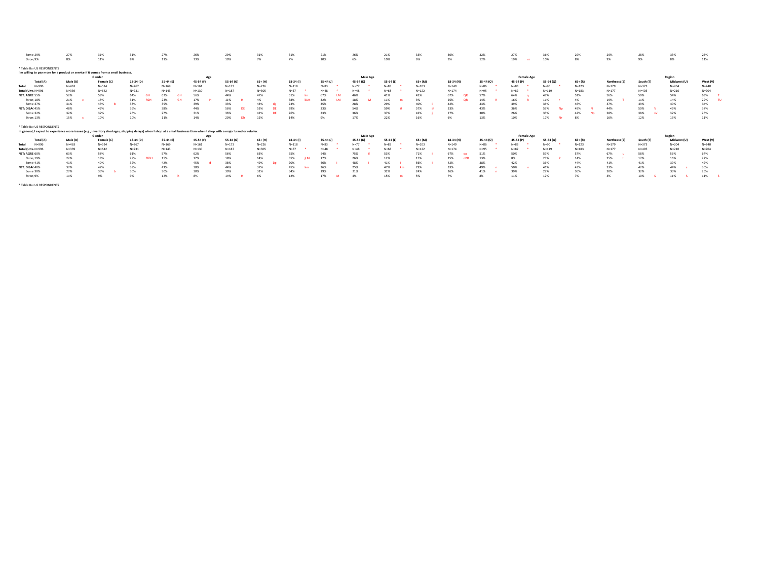| | Total (A) | Male (B) | Female (C) | 18-34 (D) | 35-44 (E) | 45-54 (F) | 55-64 (G) | 65+ (H) | 18-34 (I) | 35-44 (J) | 45-54 (K) | 55-64 (L) | 65+ (M) | 18-34 (N) | 35-44 (O) | 45-54 (P) | 55-64 (Q) | 65+ (R) | Northeast (S) | South (T) | Midwest (U) | West (V) |
|---|---|---|---|---|---|---|---|---|---|---|---|---|---|---|---|---|---|---|---|---|---|---|
| Some | 29% | 27% | 31% | 31% | 27% | 26% | 29% | 31% | 31% | 21% | 26% | 21% | 33% | 30% | 32% | 27% | 36% | 29% | 29% | 28% | 33% | 26% |
| Stron | 9% | 8% | 11% | 8% | 11% | 13% | 10% | 7% | 7% | 10% | 6% | 10% | 6% | 9% | 12% | 19% nr | 10% | 8% | 9% | 9% | 8% | 11% |

* Table Ba: US RESPONDENTS

**I'm willing to pay more for a product or service if it comes from a small business.**

| | | Gender | | Age | | | | | Male Age | | | | | Female Age | | | | | Region | | | |
|---|---|---|---|---|---|---|---|---|---|---|---|---|---|---|---|---|---|---|---|---|---|---|
| | Total (A) | Male (B) | Female (C) | 18-34 (D) | 35-44 (E) | 45-54 (F) | 55-64 (G) | 65+ (H) | 18-34 (I) | 35-44 (J) | 45-54 (K) | 55-64 (L) | 65+ (M) | 18-34 (N) | 35-44 (O) | 45-54 (P) | 55-64 (Q) | 65+ (R) | Northeast (S) | South (T) | Midwest (U) | West (V) |
| **Total** | N=996 | N=463 | N=524 | N=267 | N=169 | N=161 | N=173 | N=226 | N=118 | N=83 * | N=77 * | N=83 * | N=103 | N=149 | N=86 * | N=83 * | N=90 * | N=123 | N=179 | N=373 | N=204 | N=240 |
| **Total (Unw** | N=996 | N=339 | N=642 | N=231 | N=143 | N=130 | N=187 | N=305 | N=57 * | N=48 * | N=48 * | N=68 * | N=122 | N=174 | N=95 * | N=82 * | N=119 | N=183 | N=177 | N=405 | N=210 | N=204 |
| **NET: AGRE** | 55% | 52% | 58% | 64% GH | 62% GH | 56% | 44% | 47% | 61% lm | 67% LM | 46% | 41% | 43% | 67% QR | 57% | 64% q | 47% | 51% | 56% | 50% | 54% | 63% T |
| Stron | 18% | 21% c | 15% | 31% FGH | 23% GH | 17% H | 11% H | 4% | 38% kLM | 32% LM | 18% M | 11% m | 3% | 25% QR | 14% R | 16% R | 11% r | 4% | 19% T | 11% | 14% | 29% TU |
| Some | 37% | 31% | 43% B | 33% | 39% | 39% | 33% | 43% dg | 23% | 35% | 28% | 29% | 40% i | 42% | 43% | 49% | 36% | 46% | 37% | 39% | 40% | 34% |
| **NET: DISAG** | 45% | 48% | 42% | 36% | 38% | 44% | 56% DE | 53% DE | 39% | 33% | 54% | 59% iJ | 57% iJ | 33% | 43% | 36% | 53% Np | 49% N | 44% | 50% V | 46% | 37% |
| Some | 32% | 32% | 32% | 26% | 27% | 31% | 36% | 42% DE | 26% | 23% | 36% | 37% | 42% j | 27% | 30% | 26% | 35% | 42% Np | 28% | 38% sV | 32% | 26% |
| Stron | 13% | 15% c | 10% | 10% | 11% | 14% | 20% Dh | 12% | 14% | 9% | 17% | 22% | 16% | 6% | 13% | 10% | 17% Nr | 8% | 16% | 12% | 13% | 11% |

* Table Ba: US RESPONDENTS

**In general, I expect to experience more issues (e.g., inventory shortages, shipping delays) when I shop at a small business than when I shop with a major brand or retailer.**

| | | Gender | | Age | | | | | Male Age | | | | | Female Age | | | | | Region | | | |
|---|---|---|---|---|---|---|---|---|---|---|---|---|---|---|---|---|---|---|---|---|---|---|
| | Total (A) | Male (B) | Female (C) | 18-34 (D) | 35-44 (E) | 45-54 (F) | 55-64 (G) | 65+ (H) | 18-34 (I) | 35-44 (J) | 45-54 (K) | 55-64 (L) | 65+ (M) | 18-34 (N) | 35-44 (O) | 45-54 (P) | 55-64 (Q) | 65+ (R) | Northeast (S) | South (T) | Midwest (U) | West (V) |
| **Total** | N=996 | N=463 | N=524 | N=267 | N=169 | N=161 | N=173 | N=226 | N=118 | N=83 * | N=77 * | N=83 * | N=103 | N=149 | N=86 * | N=83 * | N=90 * | N=123 | N=179 | N=373 | N=204 | N=240 |
| **Total (Unw** | N=996 | N=339 | N=642 | N=231 | N=143 | N=130 | N=187 | N=305 | N=57 * | N=48 * | N=48 * | N=68 * | N=122 | N=174 | N=95 * | N=82 * | N=119 | N=183 | N=177 | N=405 | N=210 | N=204 |
| **NET: AGRE** | 60% | 63% | 58% | 61% | 57% | 62% | 56% | 63% | 55% | 64% | 75% il | 53% | 71% il | 67% op | 51% | 50% | 59% | 57% | 67% u | 58% | 56% | 64% |
| Stron | 19% | 22% | 18% | 29% EfGH | 15% | 17% | 18% | 14% | 35% jLM | 17% | 26% | 12% | 15% | 25% oPR | 13% | 8% | 23% P | 14% | 25% t | 17% | 16% | 22% |
| Some | 41% | 41% | 40% | 32% | 42% | 45% d | 38% | 49% Dg | 20% | 46% I | 48% I | 41% I | 56% I | 42% | 38% | 42% | 36% | 44% | 41% | 41% | 39% | 42% |
| **NET: DISAG** | 40% | 37% | 42% | 39% | 43% | 38% | 44% | 37% | 45% km | 36% | 25% | 47% km | 29% | 33% | 49% n | 50% n | 41% | 43% | 33% | 42% | 44% s | 36% |
| Some | 30% | 27% | 33% b | 30% | 30% | 30% | 30% | 31% | 34% | 19% | 21% | 32% | 24% | 26% | 41% n | 39% | 29% | 36% | 30% | 32% | 33% | 25% |
| Stron | 9% | 11% | 9% | 9% | 12% h | 8% | 14% H | 6% | 12% | 17% M | 4% | 15% m | 5% | 7% | 8% | 11% | 12% | 7% | 3% | 10% S | 11% S | 11% S |

* Table Ba: US RESPONDENTS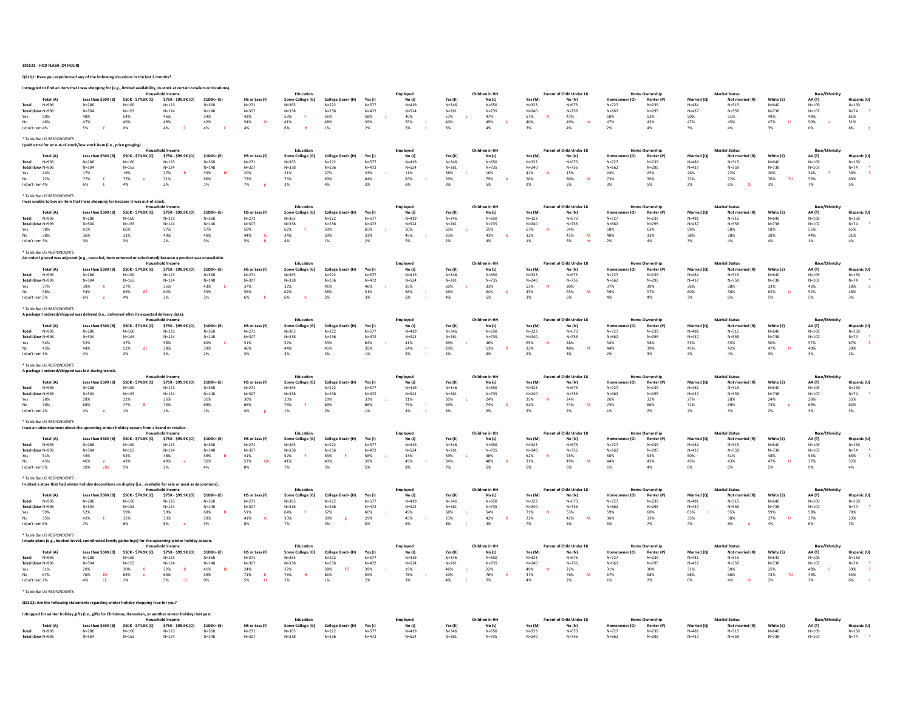101521 - HOD FLASH (24 HOUR)

**QS1Q1: Have you experienced any of the following situations in the last 2 months?**

**I struggled to find an item that I was shopping for (e.g., limited availability, in-stock at certain retailers or locations).**

| | | Household Income | | | | Education | | | Employed | | Children in HH | | Parent of Child Under 18 | | Home Ownership | | Marital Status | | Race/Ethnicity | | |
|---|---|---|---|---|---|---|---|---|---|---|---|---|---|---|---|---|---|---|---|---|---|
| | Total (A) | Less than $50K (B) | $50K - $74.9K (C) | $75K - $99.9K (D) | $100K+ (E) | HS or Less (F) | Some College (G) | College Grad+ (H) | Yes (I) | No (J) | Yes (K) | No (L) | Yes (M) | No (N) | Homeowner (O) | Renter (P) | Married (Q) | Not married (R) | White (S) | AA (T) | Hispanic (U) |
| Total | N=996 | N=286 | N=160 | N=123 | N=368 | N=271 | N=365 | N=222 | N=577 | N=419 | N=346 | N=650 | N=323 | N=673 | N=727 | N=239 | N=481 | N=515 | N=640 | N=109 | N=150 |
| Total (Unw | N=996 | N=504 | N=163 | N=124 | N=148 | N=307 | N=338 | N=236 | N=472 | N=524 | N=261 | N=735 | N=240 | N=756 | N=662 | N=295 | N=437 | N=559 | N=738 | N=107 | N=74 * |
| Yes | 50% | 48% | 54% | 46% | 54% | 42% | 53% F | 51% | 58% J | 40% | 57% L | 47% | 57% N | 47% | 50% | 53% | 50% | 51% | 49% | 49% | 61% |
| No | 46% | 47% | 46% | 49% | 42% | 54% G | 41% | 48% | 39% | 55% I | 40% | 49% k | 40% | 49% m | 47% | 43% | 47% | 45% | 47% U | 50% u | 31% |
| I don't rem | 4% | 5% C | 0% | 4% C | 4% C | 4% | 6% H | 1% | 2% | 5% i | 3% | 4% | 3% | 4% | 2% | 4% | 3% | 4% | 3% | 0% | 8% t |

* Table Bas US RESPONDENTS

**I paid extra for an out-of-stock/low stock item (i.e., price gouging).**

| | | Household Income | | | | Education | | | Employed | | Children in HH | | Parent of Child Under 18 | | Home Ownership | | Marital Status | | Race/Ethnicity | | |
|---|---|---|---|---|---|---|---|---|---|---|---|---|---|---|---|---|---|---|---|---|---|
| | Total (A) | Less than $50K (B) | $50K - $74.9K (C) | $75K - $99.9K (D) | $100K+ (E) | HS or Less (F) | Some College (G) | College Grad+ (H) | Yes (I) | No (J) | Yes (K) | No (L) | Yes (M) | No (N) | Homeowner (O) | Renter (P) | Married (Q) | Not married (R) | White (S) | AA (T) | Hispanic (U) |
| Total | N=996 | N=286 | N=160 | N=123 | N=368 | N=271 | N=365 | N=222 | N=577 | N=419 | N=346 | N=650 | N=323 | N=673 | N=727 | N=239 | N=481 | N=515 | N=640 | N=109 | N=150 |
| Total (Unw | N=996 | N=504 | N=163 | N=124 | N=148 | N=307 | N=338 | N=236 | N=472 | N=524 | N=261 | N=735 | N=240 | N=756 | N=662 | N=295 | N=437 | N=559 | N=738 | N=107 | N=74 * |
| Yes | 24% | 17% | 19% | 27% B | 33% BC | 20% | 21% | 27% | 33% J | 11% | 38% L | 16% | 42% N | 15% | 24% | 25% | 26% | 22% | 20% | 34% S | 36% S |
| No | 72% | 77% E | 77% e | 71% | 66% | 72% | 76% | 69% | 64% | 83% I | 59% | 79% K | 56% | 80% M | 73% | 70% | 72% | 72% | 76% TU | 59% | 60% |
| I don't rem | 4% | 6% E | 4% | 2% | 1% | 7% g | 3% | 4% | 3% | 6% | 3% | 5% | 2% | 5% | 3% | 5% | 2% | 6% Q | 3% | 7% | 5% |

* Table Bas US RESPONDENTS

**I was unable to buy an item that I was shopping for because it was out-of-stock.**

| | | Household Income | | | | Education | | | Employed | | Children in HH | | Parent of Child Under 18 | | Home Ownership | | Marital Status | | Race/Ethnicity | | |
|---|---|---|---|---|---|---|---|---|---|---|---|---|---|---|---|---|---|---|---|---|---|
| | Total (A) | Less than $50K (B) | $50K - $74.9K (C) | $75K - $99.9K (D) | $100K+ (E) | HS or Less (F) | Some College (G) | College Grad+ (H) | Yes (I) | No (J) | Yes (K) | No (L) | Yes (M) | No (N) | Homeowner (O) | Renter (P) | Married (Q) | Not married (R) | White (S) | AA (T) | Hispanic (U) |
| Total | N=996 | N=286 | N=160 | N=123 | N=368 | N=271 | N=365 | N=222 | N=577 | N=419 | N=346 | N=650 | N=323 | N=673 | N=727 | N=239 | N=481 | N=515 | N=640 | N=109 | N=150 |
| Total (Unw | N=996 | N=504 | N=163 | N=124 | N=148 | N=307 | N=338 | N=236 | N=472 | N=524 | N=261 | N=735 | N=240 | N=756 | N=662 | N=295 | N=437 | N=559 | N=738 | N=107 | N=74 * |
| Yes | 58% | 61% | 66% | 57% | 57% | 50% | 62% F | 59% | 65% J | 50% | 65% L | 55% | 67% N | 54% | 58% | 63% | 59% | 58% | 58% | 55% | 65% |
| No | 38% | 36% | 31% | 40% | 40% | 44% G | 34% | 39% | 33% | 45% I | 33% | 41% k | 32% | 41% M | 40% | 33% | 38% | 38% | 38% | 44% | 31% |
| I don't rem | 3% | 3% | 3% | 2% | 3% | 5% h | 4% | 1% | 2% | 5% | 2% | 4% | 1% | 5% m | 2% | 4% | 3% | 4% | 4% | 1% | 4% |

* Table Bas US RESPONDENTS

**An order I placed was adjusted (e.g., canceled, item removed or substituted) because a product was unavailable.**

| | | Household Income | | | | Education | | | Employed | | Children in HH | | Parent of Child Under 18 | | Home Ownership | | Marital Status | | Race/Ethnicity | | |
|---|---|---|---|---|---|---|---|---|---|---|---|---|---|---|---|---|---|---|---|---|---|
| | Total (A) | Less than $50K (B) | $50K - $74.9K (C) | $75K - $99.9K (D) | $100K+ (E) | HS or Less (F) | Some College (G) | College Grad+ (H) | Yes (I) | No (J) | Yes (K) | No (L) | Yes (M) | No (N) | Homeowner (O) | Renter (P) | Married (Q) | Not married (R) | White (S) | AA (T) | Hispanic (U) |
| Total | N=996 | N=286 | N=160 | N=123 | N=368 | N=271 | N=365 | N=222 | N=577 | N=419 | N=346 | N=650 | N=323 | N=673 | N=727 | N=239 | N=481 | N=515 | N=640 | N=109 | N=150 |
| Total (Unw | N=996 | N=504 | N=163 | N=124 | N=148 | N=307 | N=338 | N=236 | N=472 | N=524 | N=261 | N=735 | N=240 | N=756 | N=662 | N=295 | N=437 | N=559 | N=738 | N=107 | N=74 * |
| Yes | 37% | 39% C | 27% | 35% | 43% C | 37% | 32% | 41% | 46% J | 25% | 50% L | 31% | 53% N | 30% | 37% | 39% | 36% | 38% | 33% | 43% | 50% S |
| No | 58% | 54% | 69% BE | 62% | 55% | 56% | 62% | 58% | 51% | 68% I | 46% | 64% K | 45% | 65% M | 59% | 57% | 60% | 56% | 62% U | 52% | 46% |
| I don't rem | 5% | 6% e | 4% | 3% | 2% | 6% h | 6% h | 2% | 3% | 6% | 4% | 5% | 3% | 6% | 4% | 4% | 3% | 6% | 5% | 5% | 3% |

* Table Bas US RESPONDENTS

**A package I ordered/shipped was delayed (i.e., delivered after its expected delivery date).**

| | | Household Income | | | | Education | | | Employed | | Children in HH | | Parent of Child Under 18 | | Home Ownership | | Marital Status | | Race/Ethnicity | | |
|---|---|---|---|---|---|---|---|---|---|---|---|---|---|---|---|---|---|---|---|---|---|
| | Total (A) | Less than $50K (B) | $50K - $74.9K (C) | $75K - $99.9K (D) | $100K+ (E) | HS or Less (F) | Some College (G) | College Grad+ (H) | Yes (I) | No (J) | Yes (K) | No (L) | Yes (M) | No (N) | Homeowner (O) | Renter (P) | Married (Q) | Not married (R) | White (S) | AA (T) | Hispanic (U) |
| Total | N=996 | N=286 | N=160 | N=123 | N=368 | N=271 | N=365 | N=222 | N=577 | N=419 | N=346 | N=650 | N=323 | N=673 | N=727 | N=239 | N=481 | N=515 | N=640 | N=109 | N=150 |
| Total (Unw | N=996 | N=504 | N=163 | N=124 | N=148 | N=307 | N=338 | N=236 | N=472 | N=524 | N=261 | N=735 | N=240 | N=756 | N=662 | N=295 | N=437 | N=559 | N=738 | N=107 | N=74 * |
| Yes | 54% | 52% | 47% | 58% | 60% C | 51% | 52% | 53% | 64% J | 41% | 69% L | 46% | 65% N | 48% | 54% | 58% | 53% | 55% | 50% | 57% | 67% S |
| No | 43% | 44% | 52% dE | 38% | 39% | 46% | 44% | 45% | 35% | 54% I | 29% | 51% K | 33% | 48% M | 44% | 39% | 45% | 42% | 47% U | 40% | 30% |
| I don't rem | 3% | 4% | 2% | 3% | 2% | 3% | 3% | 2% | 1% | 5% I | 2% | 3% | 2% | 3% | 2% | 3% | 2% | 4% | 3% | 3% | 2% |

* Table Bas US RESPONDENTS

**A package I ordered/shipped was lost during transit.**

| | | Household Income | | | | Education | | | Employed | | Children in HH | | Parent of Child Under 18 | | Home Ownership | | Marital Status | | Race/Ethnicity | | |
|---|---|---|---|---|---|---|---|---|---|---|---|---|---|---|---|---|---|---|---|---|---|
| | Total (A) | Less than $50K (B) | $50K - $74.9K (C) | $75K - $99.9K (D) | $100K+ (E) | HS or Less (F) | Some College (G) | College Grad+ (H) | Yes (I) | No (J) | Yes (K) | No (L) | Yes (M) | No (N) | Homeowner (O) | Renter (P) | Married (Q) | Not married (R) | White (S) | AA (T) | Hispanic (U) |
| Total | N=996 | N=286 | N=160 | N=123 | N=368 | N=271 | N=365 | N=222 | N=577 | N=419 | N=346 | N=650 | N=323 | N=673 | N=727 | N=239 | N=481 | N=515 | N=640 | N=109 | N=150 |
| Total (Unw | N=996 | N=504 | N=163 | N=124 | N=148 | N=307 | N=338 | N=236 | N=472 | N=524 | N=261 | N=735 | N=240 | N=756 | N=662 | N=295 | N=437 | N=559 | N=738 | N=107 | N=74 * |
| Yes | 28% | 28% | 22% | 26% | 31% | 30% | 23% | 29% | 33% J | 21% | 35% L | 24% | 35% N | 24% | 26% | 32% | 27% | 28% | 24% | 28% | 35% |
| No | 70% | 68% | 77% B | 73% | 69% | 66% | 76% F | 69% | 66% | 75% I | 63% | 74% K | 62% | 74% M | 73% | 66% | 71% | 69% | 74% u | 69% | 62% |
| I don't rem | 2% | 4% e | 1% | 1% | 1% | 4% g | 1% | 2% | 1% | 4% i | 3% | 2% | 2% | 2% | 1% | 2% | 2% | 3% | 2% | 3% | 3% |

* Table Bas US RESPONDENTS

**I saw an advertisement about the upcoming winter holiday season from a brand or retailer.**

| | | Household Income | | | | Education | | | Employed | | Children in HH | | Parent of Child Under 18 | | Home Ownership | | Marital Status | | Race/Ethnicity | | |
|---|---|---|---|---|---|---|---|---|---|---|---|---|---|---|---|---|---|---|---|---|---|
| | Total (A) | Less than $50K (B) | $50K - $74.9K (C) | $75K - $99.9K (D) | $100K+ (E) | HS or Less (F) | Some College (G) | College Grad+ (H) | Yes (I) | No (J) | Yes (K) | No (L) | Yes (M) | No (N) | Homeowner (O) | Renter (P) | Married (Q) | Not married (R) | White (S) | AA (T) | Hispanic (U) |
| Total | N=996 | N=286 | N=160 | N=123 | N=368 | N=271 | N=365 | N=222 | N=577 | N=419 | N=346 | N=650 | N=323 | N=673 | N=727 | N=239 | N=481 | N=515 | N=640 | N=109 | N=150 |
| Total (Unw | N=996 | N=504 | N=163 | N=124 | N=148 | N=307 | N=338 | N=236 | N=472 | N=524 | N=261 | N=735 | N=240 | N=756 | N=662 | N=295 | N=437 | N=559 | N=738 | N=107 | N=74 * |
| Yes | 51% | 44% | 52% | 48% | 59% B | 41% | 52% F | 55% F | 56% J | 43% | 59% L | 46% | 62% N | 45% | 50% | 53% | 50% | 51% | 48% | 55% | 63% S |
| No | 43% | 46% e | 43% | 49% e | 36% | 52% GH | 41% | 40% | 39% | 49% I | 34% | 48% K | 31% | 49% M | 44% | 43% | 43% | 43% | 47% U | 37% | 32% |
| I don't rem | 6% | 10% cDe | 5% | 2% | 4% | 8% | 7% | 5% | 5% | 8% | 7% | 6% | 6% | 6% | 6% | 4% | 6% | 6% | 5% | 9% | 4% |

* Table Bas US RESPONDENTS

**I visited a store that had winter holiday decorations on display (i.e., available for sale or used as decorations).**

| | | Household Income | | | | Education | | | Employed | | Children in HH | | Parent of Child Under 18 | | Home Ownership | | Marital Status | | Race/Ethnicity | | |
|---|---|---|---|---|---|---|---|---|---|---|---|---|---|---|---|---|---|---|---|---|---|
| | Total (A) | Less than $50K (B) | $50K - $74.9K (C) | $75K - $99.9K (D) | $100K+ (E) | HS or Less (F) | Some College (G) | College Grad+ (H) | Yes (I) | No (J) | Yes (K) | No (L) | Yes (M) | No (N) | Homeowner (O) | Renter (P) | Married (Q) | Not married (R) | White (S) | AA (T) | Hispanic (U) |
| Total | N=996 | N=286 | N=160 | N=123 | N=368 | N=271 | N=365 | N=222 | N=577 | N=419 | N=346 | N=650 | N=323 | N=673 | N=727 | N=239 | N=481 | N=515 | N=640 | N=109 | N=150 |
| Total (Unw | N=996 | N=504 | N=163 | N=124 | N=148 | N=307 | N=338 | N=236 | N=472 | N=524 | N=261 | N=735 | N=240 | N=756 | N=662 | N=295 | N=437 | N=559 | N=738 | N=107 | N=74 * |
| Yes | 59% | 52% | 59% | 59% | 68% B | 51% | 64% F | 57% | 66% J | 49% | 68% L | 54% | 71% N | 53% | 59% | 60% | 63% r | 55% | 59% | 58% | 70% |
| No | 35% | 42% E | 35% | 33% | 29% | 41% G | 30% | 39% g | 29% | 45% I | 23% | 42% K | 22% | 42% M | 36% | 33% | 33% | 38% | 37% U | 37% | 23% |
| I don't rem | 6% | 7% | 6% | 8% e | 3% | 8% | 7% | 4% | 5% | 6% | 8% l | 4% | 7% | 5% | 5% | 7% | 4% | 8% q | 4% | 6% | 7% |

* Table Bas US RESPONDENTS

**I made plans (e.g., booked travel, coordinated family gatherings) for the upcoming winter holiday season.**

| | | Household Income | | | | Education | | | Employed | | Children in HH | | Parent of Child Under 18 | | Home Ownership | | Marital Status | | Race/Ethnicity | | |
|---|---|---|---|---|---|---|---|---|---|---|---|---|---|---|---|---|---|---|---|---|---|
| | Total (A) | Less than $50K (B) | $50K - $74.9K (C) | $75K - $99.9K (D) | $100K+ (E) | HS or Less (F) | Some College (G) | College Grad+ (H) | Yes (I) | No (J) | Yes (K) | No (L) | Yes (M) | No (N) | Homeowner (O) | Renter (P) | Married (Q) | Not married (R) | White (S) | AA (T) | Hispanic (U) |
| Total | N=996 | N=286 | N=160 | N=123 | N=368 | N=271 | N=365 | N=222 | N=577 | N=419 | N=346 | N=650 | N=323 | N=673 | N=727 | N=239 | N=481 | N=515 | N=640 | N=109 | N=150 |
| Total (Unw | N=996 | N=504 | N=163 | N=124 | N=148 | N=307 | N=338 | N=236 | N=472 | N=524 | N=261 | N=735 | N=240 | N=756 | N=662 | N=295 | N=437 | N=559 | N=738 | N=107 | N=74 * |
| Yes | 31% | 20% | 30% B | 32% B | 41% Bc | 24% | 22% | 38% FG | 39% J | 19% | 46% L | 22% | 49% N | 22% | 31% | 30% | 31% | 30% | 25% | 48% S | 39% S |
| No | 67% | 76% DE | 69% e | 63% | 59% | 71% h | 76% H | 61% | 59% | 78% I | 50% | 76% K | 47% | 76% M | 67% | 68% | 68% | 66% | 73% TU | 49% | 55% |
| I don't rem | 2% | 4% cE | 1% | 5% cE | 0% | 5% H | 2% | 1% | 2% | 3% | 4% l | 2% | 4% | 2% | 1% | 2% | 0% | 4% Q | 2% | 3% | 6% s |

* Table Bas US RESPONDENTS

**QS1Q2: Are the following statements regarding winter holiday shopping true for you?**

**I shopped for winter holiday gifts (i.e., gifts for Christmas, Hannukah, or another winter holiday) last year.**

| | | | | | | Education | | | Employed | | Children in HH | | Parent of Child Under 18 | | Home Ownership | | Marital Status | | Race/Ethnicity | | |
|---|---|---|---|---|---|---|---|---|---|---|---|---|---|---|---|---|---|---|---|---|---|
| | Total (A) | Less than $50K (B) | $50K - $74.9K (C) | $75K - $99.9K (D) | $100K+ (E) | HS or Less (F) | Some College (G) | College Grad+ (H) | Yes (I) | No (J) | Yes (K) | No (L) | Yes (M) | No (N) | Homeowner (O) | Renter (P) | Married (Q) | Not married (R) | White (S) | AA (T) | Hispanic (U) |
| Total | N=996 | N=286 | N=160 | N=123 | N=368 | N=271 | N=365 | N=222 | N=577 | N=419 | N=346 | N=650 | N=323 | N=673 | N=727 | N=239 | N=481 | N=515 | N=640 | N=109 | N=150 |
| Total (Unw | N=996 | N=504 | N=163 | N=124 | N=148 | N=307 | N=338 | N=236 | N=472 | N=524 | N=261 | N=735 | N=240 | N=756 | N=662 | N=295 | N=437 | N=559 | N=738 | N=107 | N=74 * |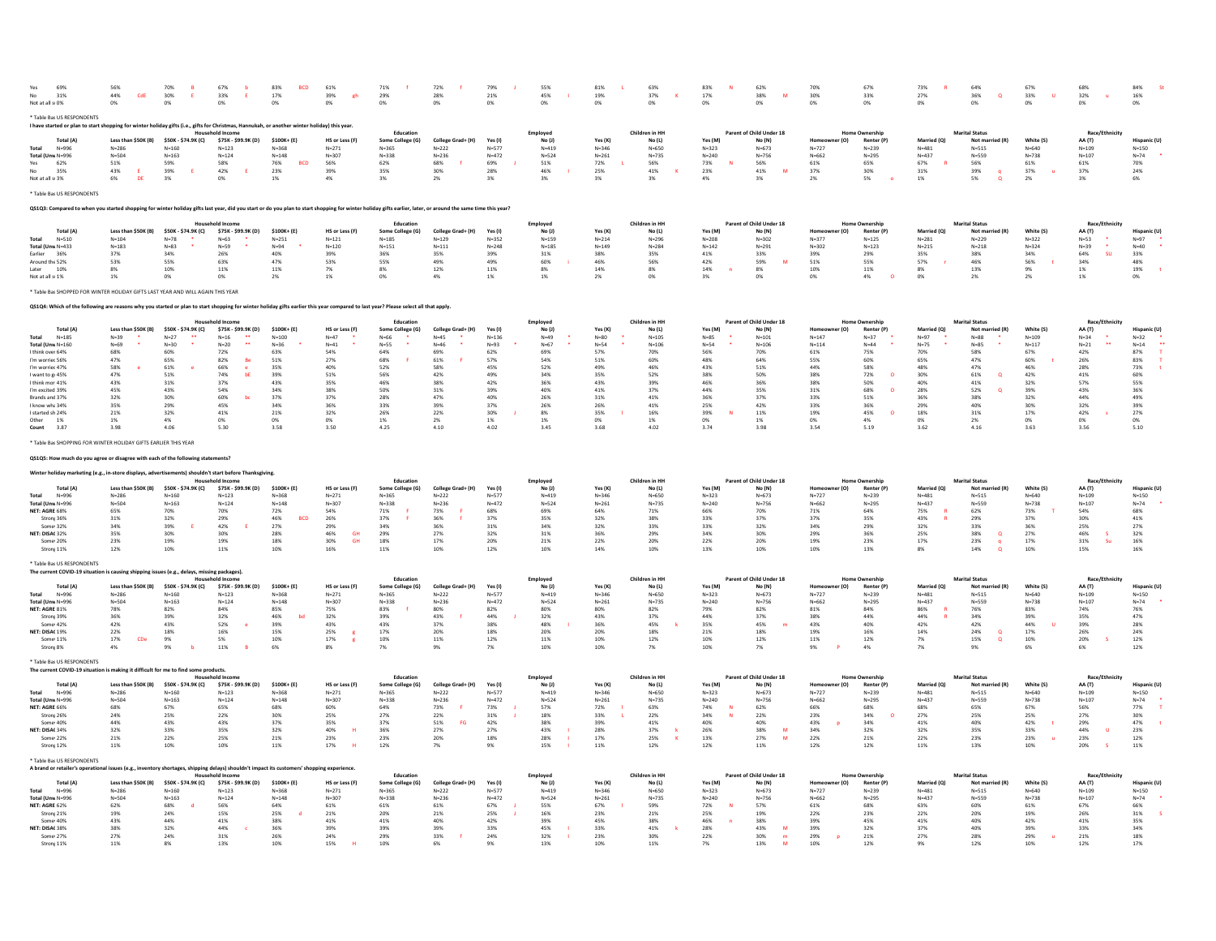| | Total (A) | Household Income | | | | Education | | | Employed | | Children in HH | | Parent of Child Under 18 | | Home Ownership | | Marital Status | | Race/Ethnicity | | |
|---|---|---|---|---|---|---|---|---|---|---|---|---|---|---|---|---|---|---|---|---|---|
| | | Less than $50K (B) | $50K - $74.9K (C) | $75K - $99.9K (D) | $100K+ (E) | HS or Less (F) | Some College (G) | College Grad+ (H) | Yes (I) | No (J) | Yes (K) | No (L) | Yes (M) | No (N) | Homeowner (O) | Renter (P) | Married (Q) | Not married (R) | White (S) | AA (T) | Hispanic (U) |
| Yes | 69% | 56% | 70% B | 67% b | 83% BCD | 61% | 71% f | 72% f | 79% J | 55% | 81% L | 63% | 83% N | 62% | 70% | 67% | 73% R | 64% | 67% | 68% | 84% St |
| No | 31% | 44% CdE | 30% E | 33% E | 17% | 39% gh | 29% | 28% | 21% | 45% I | 19% | 37% K | 17% | 38% M | 30% | 33% | 27% | 36% Q | 33% U | 32% u | 16% |
| Not at all sure | 0% | 0% | 0% | 0% | 0% | 0% | 0% | 0% | 0% | 0% | 0% | 0% | 0% | 0% | 0% | 0% | 0% | 0% | 0% | 0% | 0% |

* Table Base: US RESPONDENTS

**I have started or plan to start shopping for winter holiday gifts (i.e., gifts for Christmas, Hannukah, or another winter holiday) this year.**

| | Total (A) | Household Income | | | | Education | | | Employed | | Children in HH | | Parent of Child Under 18 | | Home Ownership | | Marital Status | | Race/Ethnicity | | |
|---|---|---|---|---|---|---|---|---|---|---|---|---|---|---|---|---|---|---|---|---|---|
| | | Less than $50K (B) | $50K - $74.9K (C) | $75K - $99.9K (D) | $100K+ (E) | HS or Less (F) | Some College (G) | College Grad+ (H) | Yes (I) | No (J) | Yes (K) | No (L) | Yes (M) | No (N) | Homeowner (O) | Renter (P) | Married (Q) | Not married (R) | White (S) | AA (T) | Hispanic (U) |
| Total | N=996 | N=286 | N=160 | N=123 | N=368 | N=271 | N=365 | N=222 | N=577 | N=419 | N=346 | N=650 | N=323 | N=673 | N=727 | N=239 | N=481 | N=515 | N=640 | N=109 | N=150 |
| Total (Unweighted) | N=996 | N=504 | N=163 | N=124 | N=148 | N=307 | N=338 | N=236 | N=472 | N=524 | N=261 | N=735 | N=240 | N=756 | N=662 | N=295 | N=437 | N=559 | N=738 | N=107 | N=74 * |
| Yes | 62% | 51% | 59% | 58% | 76% BCD | 56% | 62% | 68% f | 69% J | 51% | 72% L | 56% | 73% N | 56% | 61% | 65% | 67% R | 56% | 61% | 61% | 70% |
| No | 35% | 43% E | 39% E | 42% E | 23% | 39% | 35% | 30% | 28% | 46% I | 25% | 41% K | 23% | 41% M | 37% | 30% | 31% | 39% q | 37% u | 37% | 24% |
| Not at all sure | 3% | 6% DE | 3% | 0% | 1% | 4% | 3% | 2% | 3% | 3% | 3% | 3% | 4% | 3% | 2% | 5% o | 1% | 5% Q | 2% | 3% | 6% |

* Table Base: US RESPONDENTS

**QS1Q3: Compared to when you started shopping for winter holiday gifts last year, did you start or do you plan to start shopping for winter holiday gifts earlier, later, or around the same time this year?**

| | Total (A) | Household Income | | | | Education | | | Employed | | Children in HH | | Parent of Child Under 18 | | Home Ownership | | Marital Status | | Race/Ethnicity | | |
|---|---|---|---|---|---|---|---|---|---|---|---|---|---|---|---|---|---|---|---|---|---|
| | | Less than $50K (B) | $50K - $74.9K (C) | $75K - $99.9K (D) | $100K+ (E) | HS or Less (F) | Some College (G) | College Grad+ (H) | Yes (I) | No (J) | Yes (K) | No (L) | Yes (M) | No (N) | Homeowner (O) | Renter (P) | Married (Q) | Not married (R) | White (S) | AA (T) | Hispanic (U) |
| Total | N=510 | N=104 | N=78 * | N=63 * | N=251 | N=121 | N=185 | N=129 | N=352 | N=159 | N=214 | N=296 | N=208 | N=302 | N=377 | N=125 | N=281 | N=229 | N=322 | N=53 * | N=97 |
| Total (Unweighted) | N=433 | N=183 | N=83 * | N=59 * | N=94 * | N=120 | N=151 | N=111 | N=248 | N=185 | N=149 | N=284 | N=142 | N=291 | N=302 | N=123 | N=215 | N=218 | N=324 | N=39 * | N=40 * |
| Earlier | 36% | 37% | 34% | 26% | 40% | 39% | 36% | 35% | 39% | 31% | 38% | 35% | 41% | 33% | 39% | 29% | 35% | 38% | 34% | 64% SU | 33% |
| Around the same time | 52% | 53% | 55% | 63% | 47% | 53% | 55% | 49% | 49% | 60% i | 46% | 56% | 42% | 59% M | 51% | 55% | 57% r | 46% | 56% t | 34% | 48% |
| Later | 10% | 8% | 10% | 11% | 11% | 7% | 8% | 12% | 11% | 8% | 14% | 8% | 14% n | 8% | 10% | 11% | 8% | 13% | 9% | 1% | 19% t |
| Not at all sure | 1% | 1% | 0% | 0% | 2% | 1% | 0% | 4% | 1% | 1% | 2% | 0% | 3% | 0% | 0% | 4% O | 0% | 2% | 2% | 1% | 0% |

* Table Base: SHOPPED FOR WINTER HOLIDAY GIFTS LAST YEAR AND WILL AGAIN THIS YEAR

**QS1Q4: Which of the following are reasons why you started or plan to start shopping for winter holiday gifts earlier this year compared to last year? Please select all that apply.**

| | Total (A) | Household Income | | | | Education | | | Employed | | Children in HH | | Parent of Child Under 18 | | Home Ownership | | Marital Status | | Race/Ethnicity | | |
|---|---|---|---|---|---|---|---|---|---|---|---|---|---|---|---|---|---|---|---|---|---|
| | | Less than $50K (B) | $50K - $74.9K (C) | $75K - $99.9K (D) | $100K+ (E) | HS or Less (F) | Some College (G) | College Grad+ (H) | Yes (I) | No (J) | Yes (K) | No (L) | Yes (M) | No (N) | Homeowner (O) | Renter (P) | Married (Q) | Not married (R) | White (S) | AA (T) | Hispanic (U) |
| Total | N=185 | N=39 * | N=27 ** | N=16 ** | N=100 | N=47 * | N=66 * | N=45 * | N=136 | N=49 * | N=80 * | N=105 | N=85 * | N=101 | N=147 | N=37 * | N=97 * | N=88 * | N=109 | N=34 * | N=32 * |
| Total (Unweighted) | N=160 | N=69 * | N=30 * | N=20 ** | N=36 * | N=41 * | N=55 * | N=46 * | N=93 * | N=67 * | N=54 * | N=106 | N=54 * | N=106 | N=114 | N=44 * | N=75 * | N=85 * | N=117 | N=21 ** | N=14 ** |
| I think over | 64% | 68% | 60% | 72% | 63% | 54% | 64% | 69% | 62% | 69% | 57% | 70% | 56% | 70% | 61% | 75% | 70% | 58% | 67% | 42% | 87% T |
| I'm worried | 56% | 47% | 65% | 82% Be | 51% | 27% | 68% F | 61% F | 57% | 54% | 51% | 60% | 48% | 64% | 55% | 60% | 65% | 47% | 60% t | 26% | 83% T |
| I'm worried | 47% | 58% e | 61% e | 66% e | 35% | 40% | 52% | 58% | 45% | 52% | 49% | 46% | 43% | 51% | 44% | 58% | 48% | 47% | 46% | 28% | 73% t |
| I want to g | 45% | 47% | 51% | 74% bE | 39% | 51% | 56% | 42% | 49% | 34% | 35% | 52% | 38% | 50% | 38% | 72% O | 30% | 61% Q | 42% | 41% | 60% |
| I think mor | 41% | 43% | 31% | 37% | 43% | 35% | 46% | 38% | 42% | 36% | 43% | 39% | 46% | 36% | 38% | 50% | 40% | 41% | 32% | 57% | 55% |
| I'm excited | 39% | 45% | 43% | 54% | 34% | 38% | 50% | 31% | 39% | 40% | 41% | 37% | 44% | 35% | 31% | 68% O | 28% | 52% Q | 39% | 43% | 36% |
| Brands and | 37% | 32% | 30% | 60% bc | 37% | 37% | 28% | 47% | 40% | 26% | 31% | 41% | 36% | 37% | 33% | 51% | 36% | 38% | 32% | 44% | 49% |
| I know wha | 34% | 35% | 29% | 45% | 34% | 36% | 33% | 39% | 37% | 26% | 26% | 41% | 25% | 42% | 33% | 36% | 29% | 40% | 30% | 32% | 39% |
| I started sh | 24% | 21% | 32% | 41% | 21% | 32% | 26% | 22% | 30% J | 8% | 35% l | 16% | 39% N | 11% | 19% | 45% O | 18% | 31% | 17% | 42% s | 27% |
| Other | 1% | 1% | 4% | 0% | 0% | 0% | 1% | 2% | 1% | 1% | 0% | 1% | 0% | 1% | 0% | 4% | 0% | 2% | 0% | 0% | 0% |
| Count | 3.87 | 3.98 | 4.06 | 5.30 | 3.58 | 3.50 | 4.25 | 4.10 | 4.02 | 3.45 | 3.68 | 4.02 | 3.74 | 3.98 | 3.54 | 5.19 | 3.62 | 4.16 | 3.63 | 3.56 | 5.10 |

* Table Base: SHOPPING FOR WINTER HOLIDAY GIFTS EARLIER THIS YEAR

**QS1Q5: How much do you agree or disagree with each of the following statements?**

**Winter holiday marketing (e.g., in-store displays, advertisements) shouldn't start before Thanksgiving.**

| | Total (A) | Household Income | | | | Education | | | Employed | | Children in HH | | Parent of Child Under 18 | | Home Ownership | | Marital Status | | Race/Ethnicity | | |
|---|---|---|---|---|---|---|---|---|---|---|---|---|---|---|---|---|---|---|---|---|---|
| | | Less than $50K (B) | $50K - $74.9K (C) | $75K - $99.9K (D) | $100K+ (E) | HS or Less (F) | Some College (G) | College Grad+ (H) | Yes (I) | No (J) | Yes (K) | No (L) | Yes (M) | No (N) | Homeowner (O) | Renter (P) | Married (Q) | Not married (R) | White (S) | AA (T) | Hispanic (U) |
| Total | N=996 | N=286 | N=160 | N=123 | N=368 | N=271 | N=365 | N=222 | N=577 | N=419 | N=346 | N=650 | N=323 | N=673 | N=727 | N=239 | N=481 | N=515 | N=640 | N=109 | N=150 |
| Total (Unweighted) | N=996 | N=504 | N=163 | N=124 | N=148 | N=307 | N=338 | N=236 | N=472 | N=524 | N=261 | N=735 | N=240 | N=756 | N=662 | N=295 | N=437 | N=559 | N=738 | N=107 | N=74 * |
| NET: AGREE | 68% | 65% | 70% | 70% | 72% | 54% | 71% F | 73% F | 68% | 69% | 64% | 71% | 66% | 70% | 71% | 64% | 75% R | 62% | 73% T | 54% | 68% |
| Strongly | 36% | 31% | 32% | 29% | 46% BCD | 26% | 37% F | 36% f | 37% | 35% | 32% | 38% | 33% | 37% | 37% | 35% | 43% R | 29% | 37% | 30% | 41% |
| Somewhat | 32% | 34% | 39% E | 42% E | 27% | 29% | 34% | 36% | 31% | 34% | 32% | 33% | 33% | 32% | 34% | 29% | 32% | 33% | 36% | 25% | 27% |
| NET: DISAGREE | 32% | 35% | 30% | 30% | 28% | 46% GH | 29% | 27% | 32% | 31% | 36% | 29% | 34% | 30% | 29% | 36% | 25% | 38% Q | 27% | 46% S | 32% |
| Somewhat | 20% | 23% | 19% | 19% | 18% | 30% GH | 18% | 17% | 20% | 21% | 22% | 20% | 22% | 20% | 19% | 23% | 17% | 23% q | 17% | 31% Su | 16% |
| Strongly | 11% | 12% | 10% | 11% | 10% | 16% | 11% | 10% | 12% | 10% | 14% | 10% | 13% | 10% | 10% | 13% | 8% | 14% Q | 10% | 15% | 16% |

* Table Base: US RESPONDENTS

**The current COVID-19 situation is causing shipping issues (e.g., delays, missing packages).**

| | Total (A) | Household Income | | | | Education | | | Employed | | Children in HH | | Parent of Child Under 18 | | Home Ownership | | Marital Status | | Race/Ethnicity | | |
|---|---|---|---|---|---|---|---|---|---|---|---|---|---|---|---|---|---|---|---|---|---|
| | | Less than $50K (B) | $50K - $74.9K (C) | $75K - $99.9K (D) | $100K+ (E) | HS or Less (F) | Some College (G) | College Grad+ (H) | Yes (I) | No (J) | Yes (K) | No (L) | Yes (M) | No (N) | Homeowner (O) | Renter (P) | Married (Q) | Not married (R) | White (S) | AA (T) | Hispanic (U) |
| Total | N=996 | N=286 | N=160 | N=123 | N=368 | N=271 | N=365 | N=222 | N=577 | N=419 | N=346 | N=650 | N=323 | N=673 | N=727 | N=239 | N=481 | N=515 | N=640 | N=109 | N=150 |
| Total (Unweighted) | N=996 | N=504 | N=163 | N=124 | N=148 | N=307 | N=338 | N=236 | N=472 | N=524 | N=261 | N=735 | N=240 | N=756 | N=662 | N=295 | N=437 | N=559 | N=738 | N=107 | N=74 * |
| NET: AGREE | 81% | 78% | 82% | 84% | 85% | 75% | 83% f | 80% | 82% | 80% | 80% | 82% | 79% | 82% | 81% | 84% | 86% R | 76% | 83% | 74% | 76% |
| Strongly | 39% | 36% | 39% | 32% | 46% bd | 32% | 39% | 43% f | 44% J | 32% | 43% | 37% | 44% | 37% | 38% | 44% | 44% R | 34% | 39% | 35% | 47% |
| Somewhat | 42% | 42% | 43% | 52% e | 39% | 43% | 43% | 37% | 38% | 48% I | 36% | 45% k | 35% | 45% m | 43% | 40% | 42% | 42% | 44% U | 39% | 28% |
| NET: DISAGREE | 19% | 22% | 18% | 16% | 15% | 25% g | 17% | 20% | 18% | 20% | 20% | 18% | 21% | 18% | 19% | 16% | 14% | 24% Q | 17% | 26% | 24% |
| Somewhat | 11% | 17% CDe | 9% | 5% | 10% | 17% g | 10% | 11% | 12% | 11% | 10% | 12% | 10% | 12% | 11% | 12% | 7% | 15% Q | 10% | 20% S | 12% |
| Strongly | 8% | 4% | 9% b | 11% B | 6% | 8% | 7% | 9% | 7% | 10% | 10% | 7% | 10% | 7% | 9% P | 4% | 7% | 9% | 6% | 6% | 12% |

* Table Base: US RESPONDENTS

**The current COVID-19 situation is making it difficult for me to find some products.**

| | Total (A) | Household Income | | | | Education | | | Employed | | Children in HH | | Parent of Child Under 18 | | Home Ownership | | Marital Status | | Race/Ethnicity | | |
|---|---|---|---|---|---|---|---|---|---|---|---|---|---|---|---|---|---|---|---|---|---|
| | | Less than $50K (B) | $50K - $74.9K (C) | $75K - $99.9K (D) | $100K+ (E) | HS or Less (F) | Some College (G) | College Grad+ (H) | Yes (I) | No (J) | Yes (K) | No (L) | Yes (M) | No (N) | Homeowner (O) | Renter (P) | Married (Q) | Not married (R) | White (S) | AA (T) | Hispanic (U) |
| Total | N=996 | N=286 | N=160 | N=123 | N=368 | N=271 | N=365 | N=222 | N=577 | N=419 | N=346 | N=650 | N=323 | N=673 | N=727 | N=239 | N=481 | N=515 | N=640 | N=109 | N=150 |
| Total (Unweighted) | N=996 | N=504 | N=163 | N=124 | N=148 | N=307 | N=338 | N=236 | N=472 | N=524 | N=261 | N=735 | N=240 | N=756 | N=662 | N=295 | N=437 | N=559 | N=738 | N=107 | N=74 * |
| NET: AGREE | 66% | 68% | 67% | 65% | 68% | 60% | 64% | 73% F | 73% J | 57% | 72% | 63% | 74% N | 62% | 66% | 68% | 68% | 65% | 67% | 56% | 77% T |
| Strongly | 26% | 24% | 25% | 22% | 30% | 25% | 27% | 22% | 31% J | 18% | 33% L | 22% | 34% N | 22% | 23% | 34% O | 27% | 25% | 25% | 27% | 30% |
| Somewhat | 40% | 44% | 43% | 43% | 37% | 35% | 37% | 51% FG | 42% | 38% | 39% | 41% | 40% | 40% | 43% p | 34% | 41% | 40% | 42% t | 29% | 47% t |
| NET: DISAGREE | 34% | 32% | 33% | 35% | 32% | 40% H | 36% | 27% | 27% | 43% I | 28% | 37% k | 26% | 38% M | 34% | 32% | 32% | 35% | 33% | 44% U | 23% |
| Somewhat | 22% | 21% | 22% | 25% | 21% | 23% | 23% | 20% | 18% | 28% I | 17% | 25% K | 13% | 27% M | 22% | 21% | 22% | 23% | 23% u | 23% | 12% |
| Strongly | 11% | 11% | 10% | 10% | 11% | 17% H | 12% | 7% | 9% | 15% I | 11% | 12% | 12% | 11% | 12% | 12% | 11% | 13% | 10% | 20% | 11% |

* Table Base: US RESPONDENTS

**A brand or retailer's operational issues (e.g., inventory shortages, shipping delays) shouldn't impact its customers' shopping experience.**

| | Total (A) | Household Income | | | | Education | | | Employed | | Children in HH | | Parent of Child Under 18 | | Home Ownership | | Marital Status | | Race/Ethnicity | | |
|---|---|---|---|---|---|---|---|---|---|---|---|---|---|---|---|---|---|---|---|---|---|
| | | Less than $50K (B) | $50K - $74.9K (C) | $75K - $99.9K (D) | $100K+ (E) | HS or Less (F) | Some College (G) | College Grad+ (H) | Yes (I) | No (J) | Yes (K) | No (L) | Yes (M) | No (N) | Homeowner (O) | Renter (P) | Married (Q) | Not married (R) | White (S) | AA (T) | Hispanic (U) |
| Total | N=996 | N=286 | N=160 | N=123 | N=368 | N=271 | N=365 | N=222 | N=577 | N=419 | N=346 | N=650 | N=323 | N=673 | N=727 | N=239 | N=481 | N=515 | N=640 | N=109 | N=150 |
| Total (Unweighted) | N=996 | N=504 | N=163 | N=124 | N=148 | N=307 | N=338 | N=236 | N=472 | N=524 | N=261 | N=735 | N=240 | N=756 | N=662 | N=295 | N=437 | N=559 | N=738 | N=107 | N=74 * |
| NET: AGREE | 62% | 62% | 68% d | 56% | 64% | 61% | 61% | 61% | 67% J | 55% | 67% l | 59% | 72% N | 57% | 61% | 68% | 63% | 60% | 61% | 67% | 66% |
| Strongly | 21% | 19% | 24% | 15% | 25% d | 21% | 20% | 21% | 25% J | 16% | 23% | 21% | 25% | 19% | 22% | 23% | 22% | 20% | 19% | 26% | 31% S |
| Somewhat | 40% | 43% | 44% | 41% | 38% | 41% | 41% | 40% | 42% | 39% | 45% | 38% | 46% n | 38% | 39% | 45% | 41% | 40% | 42% | 41% | 35% |
| NET: DISAGREE | 38% | 38% | 32% | 44% c | 36% | 39% | 39% | 39% | 33% | 45% I | 33% | 41% k | 28% | 43% M | 39% | 32% | 37% | 40% | 39% | 33% | 34% |
| Somewhat | 27% | 27% | 24% | 31% | 26% | 24% | 29% | 33% f | 24% | 32% I | 23% | 30% | 22% | 30% m | 29% p | 21% | 27% | 28% | 29% u | 21% | 18% |
| Strongly | 11% | 11% | 8% | 13% | 10% | 15% H | 10% | 6% | 9% | 13% | 10% | 11% | 7% | 13% M | 10% | 12% | 9% | 12% | 10% | 12% | 17% |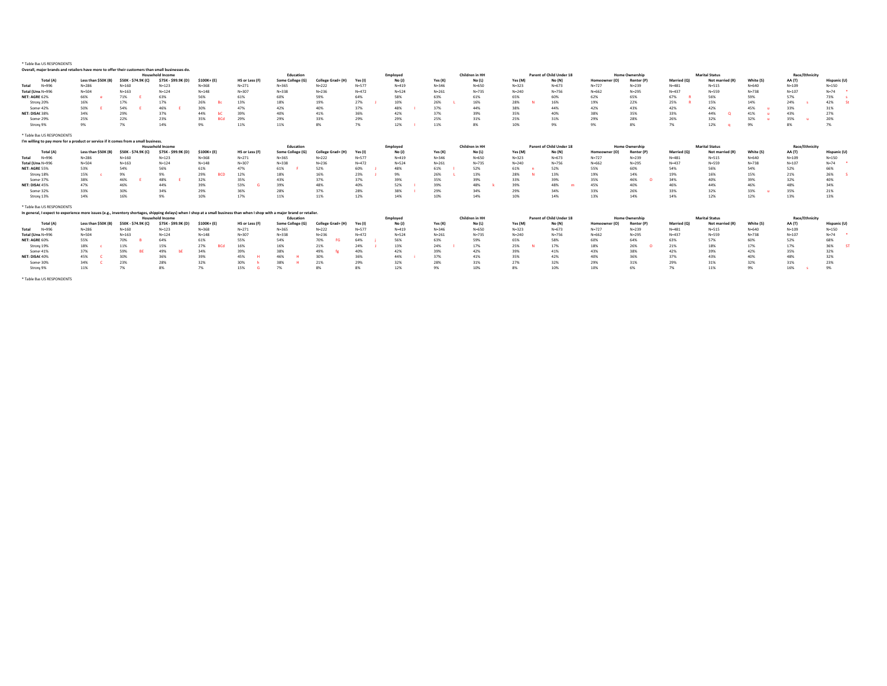* Table Bas US RESPONDENTS

**Overall, major brands and retailers have more to offer their customers than small businesses do.**

| | Total (A) | Household Income | | | | Education | | | Employed | | Children in HH | | Parent of Child Under 18 | | Home Ownership | | Marital Status | | Race/Ethnicity | | |
|---|---|---|---|---|---|---|---|---|---|---|---|---|---|---|---|---|---|---|---|---|---|
| | | Less than $50K (B) | $50K - $74.9K (C) | $75K - $99.9K (D) | $100K+ (E) | HS or Less (F) | Some College (G) | College Grad+ (H) | Yes (I) | No (J) | Yes (K) | No (L) | Yes (M) | No (N) | Homeowner (O) | Renter (P) | Married (Q) | Not married (R) | White (S) | AA (T) | Hispanic (U) |
| Total | N=996 | N=286 | N=160 | N=123 | N=368 | N=271 | N=365 | N=222 | N=577 | N=419 | N=346 | N=650 | N=323 | N=673 | N=727 | N=239 | N=481 | N=515 | N=640 | N=109 | N=150 |
| Total (Unw | N=996 | N=504 | N=163 | N=124 | N=148 | N=307 | N=338 | N=236 | N=472 | N=524 | N=261 | N=735 | N=240 | N=756 | N=662 | N=295 | N=437 | N=559 | N=738 | N=107 | N=74 * |
| NET: AGRE | 62% | 66% e | 71% E | 63% | 56% | 61% | 60% | 59% | 64% | 58% | 63% | 61% | 65% | 60% | 62% | 65% | 67% R | 56% | 59% | 57% | 73% s |
| Strong | 20% | 16% | 17% | 17% | 26% Bc | 13% | 18% | 19% | 27% J | 10% | 26% L | 16% | 28% N | 16% | 19% | 22% | 25% R | 15% | 14% | 24% s | 42% St |
| Some | 42% | 50% E | 54% E | 46% E | 30% | 47% | 42% | 40% | 37% | 48% I | 37% | 44% | 38% | 44% | 42% | 43% | 42% | 42% | 45% u | 33% | 31% |
| NET: DISA | 38% | 34% | 29% | 37% | 44% bC | 39% | 40% | 41% | 36% | 42% | 37% | 39% | 35% | 40% | 38% | 35% | 33% | 44% Q | 41% u | 43% | 27% |
| Some | 29% | 25% | 22% | 23% | 35% BCd | 29% | 29% | 33% | 29% | 29% | 25% | 31% | 25% | 31% | 29% | 28% | 26% | 32% | 32% u | 35% u | 20% |
| Strong | 9% | 9% | 7% | 14% | 9% | 11% | 11% | 8% | 7% | 12% I | 11% | 8% | 10% | 9% | 9% | 8% | 7% | 12% q | 9% | 8% | 7% |

* Table Bas US RESPONDENTS

**I'm willing to pay more for a product or service if it comes from a small business.**

| | Total (A) | Household Income | | | | Education | | | Employed | | Children in HH | | Parent of Child Under 18 | | Home Ownership | | Marital Status | | Race/Ethnicity | | |
|---|---|---|---|---|---|---|---|---|---|---|---|---|---|---|---|---|---|---|---|---|---|
| | | Less than $50K (B) | $50K - $74.9K (C) | $75K - $99.9K (D) | $100K+ (E) | HS or Less (F) | Some College (G) | College Grad+ (H) | Yes (I) | No (J) | Yes (K) | No (L) | Yes (M) | No (N) | Homeowner (O) | Renter (P) | Married (Q) | Not married (R) | White (S) | AA (T) | Hispanic (U) |
| Total | N=996 | N=286 | N=160 | N=123 | N=368 | N=271 | N=365 | N=222 | N=577 | N=419 | N=346 | N=650 | N=323 | N=673 | N=727 | N=239 | N=481 | N=515 | N=640 | N=109 | N=150 |
| Total (Unw | N=996 | N=504 | N=163 | N=124 | N=148 | N=307 | N=338 | N=236 | N=472 | N=524 | N=261 | N=735 | N=240 | N=756 | N=662 | N=295 | N=437 | N=559 | N=738 | N=107 | N=74 * |
| NET: AGRE | 55% | 53% | 54% | 56% | 61% | 47% | 61% F | 52% | 60% J | 48% | 61% I | 52% | 61% n | 52% | 55% | 60% | 54% | 56% | 54% | 52% | 66% |
| Strong | 18% | 15% c | 9% | 9% | 29% BCD | 12% | 18% | 16% | 23% J | 9% | 26% L | 13% | 28% N | 13% | 19% | 14% | 19% | 16% | 15% | 21% | 26% S |
| Some | 37% | 38% | 46% E | 48% E | 32% | 35% | 43% | 37% | 37% | 39% | 35% | 39% | 33% | 39% | 35% | 46% O | 34% | 40% | 39% | 32% | 40% |
| NET: DISA | 45% | 47% | 46% | 44% | 39% | 53% G | 39% | 48% | 40% | 52% I | 39% | 48% k | 39% | 48% m | 45% | 40% | 46% | 44% | 46% | 48% | 34% |
| Some | 32% | 33% | 30% | 34% | 29% | 36% | 28% | 37% | 28% | 38% I | 29% | 34% | 29% | 34% | 33% | 26% | 33% | 32% | 33% u | 35% | 21% |
| Strong | 13% | 14% | 16% | 9% | 10% | 17% | 11% | 11% | 12% | 14% | 10% | 14% | 10% | 14% | 13% | 14% | 14% | 12% | 12% | 13% | 13% |

* Table Bas US RESPONDENTS

**In general, I expect to experience more issues (e.g., inventory shortages, shipping delays) when I shop at a small business than when I shop with a major brand or retailer.**

| | Total (A) | Household Income | | | | Education | | | Employed | | Children in HH | | Parent of Child Under 18 | | Home Ownership | | Marital Status | | Race/Ethnicity | | |
|---|---|---|---|---|---|---|---|---|---|---|---|---|---|---|---|---|---|---|---|---|---|
| | | Less than $50K (B) | $50K - $74.9K (C) | $75K - $99.9K (D) | $100K+ (E) | HS or Less (F) | Some College (G) | College Grad+ (H) | Yes (I) | No (J) | Yes (K) | No (L) | Yes (M) | No (N) | Homeowner (O) | Renter (P) | Married (Q) | Not married (R) | White (S) | AA (T) | Hispanic (U) |
| Total | N=996 | N=286 | N=160 | N=123 | N=368 | N=271 | N=365 | N=222 | N=577 | N=419 | N=346 | N=650 | N=323 | N=673 | N=727 | N=239 | N=481 | N=515 | N=640 | N=109 | N=150 |
| Total (Unw | N=996 | N=504 | N=163 | N=124 | N=148 | N=307 | N=338 | N=236 | N=472 | N=524 | N=261 | N=735 | N=240 | N=756 | N=662 | N=295 | N=437 | N=559 | N=738 | N=107 | N=74 * |
| NET: AGRE | 60% | 55% | 70% B | 64% | 61% | 55% | 54% | 70% FG | 64% j | 56% | 63% | 59% | 65% | 58% | 60% | 64% | 63% | 57% | 60% | 52% | 68% |
| Strong | 19% | 18% c | 11% | 15% | 27% BCd | 16% | 16% | 21% | 24% J | 13% | 24% l | 17% | 25% N | 17% | 18% | 26% O | 21% | 18% | 17% | 17% | 36% ST |
| Some | 41% | 37% | 59% BE | 49% bE | 34% | 39% | 38% | 49% fg | 40% | 42% | 39% | 42% | 39% | 41% | 43% | 38% | 42% | 39% | 42% | 35% | 32% |
| NET: DISA | 40% | 45% C | 30% | 36% | 39% | 45% H | 46% H | 30% | 36% | 44% i | 37% | 41% | 35% | 42% | 40% | 36% | 37% | 43% | 40% | 48% | 32% |
| Some | 30% | 34% C | 23% | 28% | 32% | 30% h | 38% H | 21% | 29% | 32% | 28% | 31% | 27% | 32% | 29% | 31% | 29% | 31% | 32% | 31% | 23% |
| Strong | 9% | 11% | 7% | 8% | 7% | 15% G | 7% | 8% | 8% | 12% | 9% | 10% | 8% | 10% | 10% | 6% | 7% | 11% | 9% | 16% s | 9% |

* Table Bas US RESPONDENTS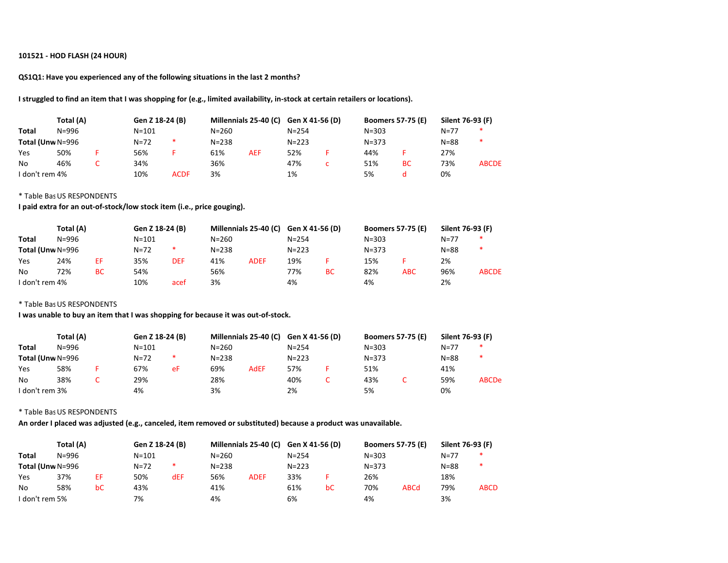**101521 - HOD FLASH (24 HOUR)**

**QS1Q1: Have you experienced any of the following situations in the last 2 months?**

**I struggled to find an item that I was shopping for (e.g., limited availability, in-stock at certain retailers or locations).**

| | Total (A) | | Gen Z 18-24 (B) | | Millennials 25-40 (C) | | Gen X 41-56 (D) | | Boomers 57-75 (E) | | Silent 76-93 (F) | |
|---|---|---|---|---|---|---|---|---|---|---|---|---|
| Total | N=996 | | N=101 | | N=260 | | N=254 | | N=303 | | N=77 | * |
| Total (Unw | N=996 | | N=72 | * | N=238 | | N=223 | | N=373 | | N=88 | * |
| Yes | 50% | F | 56% | F | 61% | AEF | 52% | F | 44% | F | 27% | |
| No | 46% | C | 34% | | 36% | | 47% | c | 51% | BC | 73% | ABCDE |
| I don't rem | 4% | | 10% | ACDF | 3% | | 1% | | 5% | d | 0% | |

* Table Bas US RESPONDENTS

**I paid extra for an out-of-stock/low stock item (i.e., price gouging).**

| | Total (A) | | Gen Z 18-24 (B) | | Millennials 25-40 (C) | | Gen X 41-56 (D) | | Boomers 57-75 (E) | | Silent 76-93 (F) | |
|---|---|---|---|---|---|---|---|---|---|---|---|---|
| Total | N=996 | | N=101 | | N=260 | | N=254 | | N=303 | | N=77 | * |
| Total (Unw | N=996 | | N=72 | * | N=238 | | N=223 | | N=373 | | N=88 | * |
| Yes | 24% | EF | 35% | DEF | 41% | ADEF | 19% | F | 15% | F | 2% | |
| No | 72% | BC | 54% | | 56% | | 77% | BC | 82% | ABC | 96% | ABCDE |
| I don't rem | 4% | | 10% | acef | 3% | | 4% | | 4% | | 2% | |

* Table Bas US RESPONDENTS

**I was unable to buy an item that I was shopping for because it was out-of-stock.**

| | Total (A) | | Gen Z 18-24 (B) | | Millennials 25-40 (C) | | Gen X 41-56 (D) | | Boomers 57-75 (E) | | Silent 76-93 (F) | |
|---|---|---|---|---|---|---|---|---|---|---|---|---|
| Total | N=996 | | N=101 | | N=260 | | N=254 | | N=303 | | N=77 | * |
| Total (Unw | N=996 | | N=72 | * | N=238 | | N=223 | | N=373 | | N=88 | * |
| Yes | 58% | F | 67% | eF | 69% | AdEF | 57% | F | 51% | | 41% | |
| No | 38% | C | 29% | | 28% | | 40% | C | 43% | C | 59% | ABCDe |
| I don't rem | 3% | | 4% | | 3% | | 2% | | 5% | | 0% | |

* Table Bas US RESPONDENTS

**An order I placed was adjusted (e.g., canceled, item removed or substituted) because a product was unavailable.**

| | Total (A) | | Gen Z 18-24 (B) | | Millennials 25-40 (C) | | Gen X 41-56 (D) | | Boomers 57-75 (E) | | Silent 76-93 (F) | |
|---|---|---|---|---|---|---|---|---|---|---|---|---|
| Total | N=996 | | N=101 | | N=260 | | N=254 | | N=303 | | N=77 | * |
| Total (Unw | N=996 | | N=72 | * | N=238 | | N=223 | | N=373 | | N=88 | * |
| Yes | 37% | EF | 50% | dEF | 56% | ADEF | 33% | F | 26% | | 18% | |
| No | 58% | bC | 43% | | 41% | | 61% | bC | 70% | ABCd | 79% | ABCD |
| I don't rem | 5% | | 7% | | 4% | | 6% | | 4% | | 3% | |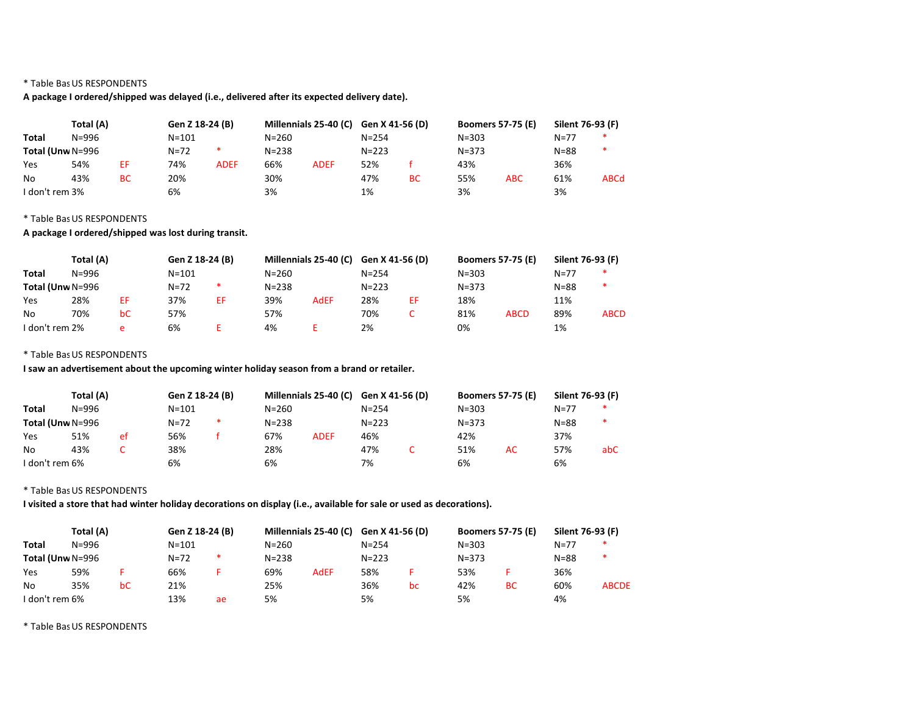* Table Bas US RESPONDENTS

**A package I ordered/shipped was delayed (i.e., delivered after its expected delivery date).**

| | Total (A) | | Gen Z 18-24 (B) | | Millennials 25-40 (C) | | Gen X 41-56 (D) | | Boomers 57-75 (E) | | Silent 76-93 (F) | |
|---|---|---|---|---|---|---|---|---|---|---|---|---|
| Total | N=996 | | N=101 | | N=260 | | N=254 | | N=303 | | N=77 | * |
| Total (Unw | N=996 | | N=72 | * | N=238 | | N=223 | | N=373 | | N=88 | * |
| Yes | 54% | EF | 74% | ADEF | 66% | ADEF | 52% | f | 43% | | 36% | |
| No | 43% | BC | 20% | | 30% | | 47% | BC | 55% | ABC | 61% | ABCd |
| I don't rem | 3% | | 6% | | 3% | | 1% | | 3% | | 3% | |

* Table Bas US RESPONDENTS

**A package I ordered/shipped was lost during transit.**

| | Total (A) | | Gen Z 18-24 (B) | | Millennials 25-40 (C) | | Gen X 41-56 (D) | | Boomers 57-75 (E) | | Silent 76-93 (F) | |
|---|---|---|---|---|---|---|---|---|---|---|---|---|
| Total | N=996 | | N=101 | | N=260 | | N=254 | | N=303 | | N=77 | * |
| Total (Unw | N=996 | | N=72 | * | N=238 | | N=223 | | N=373 | | N=88 | * |
| Yes | 28% | EF | 37% | EF | 39% | AdEF | 28% | EF | 18% | | 11% | |
| No | 70% | bC | 57% | | 57% | | 70% | C | 81% | ABCD | 89% | ABCD |
| I don't rem | 2% | e | 6% | E | 4% | E | 2% | | 0% | | 1% | |

* Table Bas US RESPONDENTS

**I saw an advertisement about the upcoming winter holiday season from a brand or retailer.**

| | Total (A) | | Gen Z 18-24 (B) | | Millennials 25-40 (C) | | Gen X 41-56 (D) | | Boomers 57-75 (E) | | Silent 76-93 (F) | |
|---|---|---|---|---|---|---|---|---|---|---|---|---|
| Total | N=996 | | N=101 | | N=260 | | N=254 | | N=303 | | N=77 | * |
| Total (Unw | N=996 | | N=72 | * | N=238 | | N=223 | | N=373 | | N=88 | * |
| Yes | 51% | ef | 56% | f | 67% | ADEF | 46% | | 42% | | 37% | |
| No | 43% | C | 38% | | 28% | | 47% | C | 51% | AC | 57% | abC |
| I don't rem | 6% | | 6% | | 6% | | 7% | | 6% | | 6% | |

* Table Bas US RESPONDENTS

**I visited a store that had winter holiday decorations on display (i.e., available for sale or used as decorations).**

| | Total (A) | | Gen Z 18-24 (B) | | Millennials 25-40 (C) | | Gen X 41-56 (D) | | Boomers 57-75 (E) | | Silent 76-93 (F) | |
|---|---|---|---|---|---|---|---|---|---|---|---|---|
| Total | N=996 | | N=101 | | N=260 | | N=254 | | N=303 | | N=77 | * |
| Total (Unw | N=996 | | N=72 | * | N=238 | | N=223 | | N=373 | | N=88 | * |
| Yes | 59% | F | 66% | F | 69% | AdEF | 58% | F | 53% | F | 36% | |
| No | 35% | bC | 21% | | 25% | | 36% | bc | 42% | BC | 60% | ABCDE |
| I don't rem | 6% | | 13% | ae | 5% | | 5% | | 5% | | 4% | |

* Table Bas US RESPONDENTS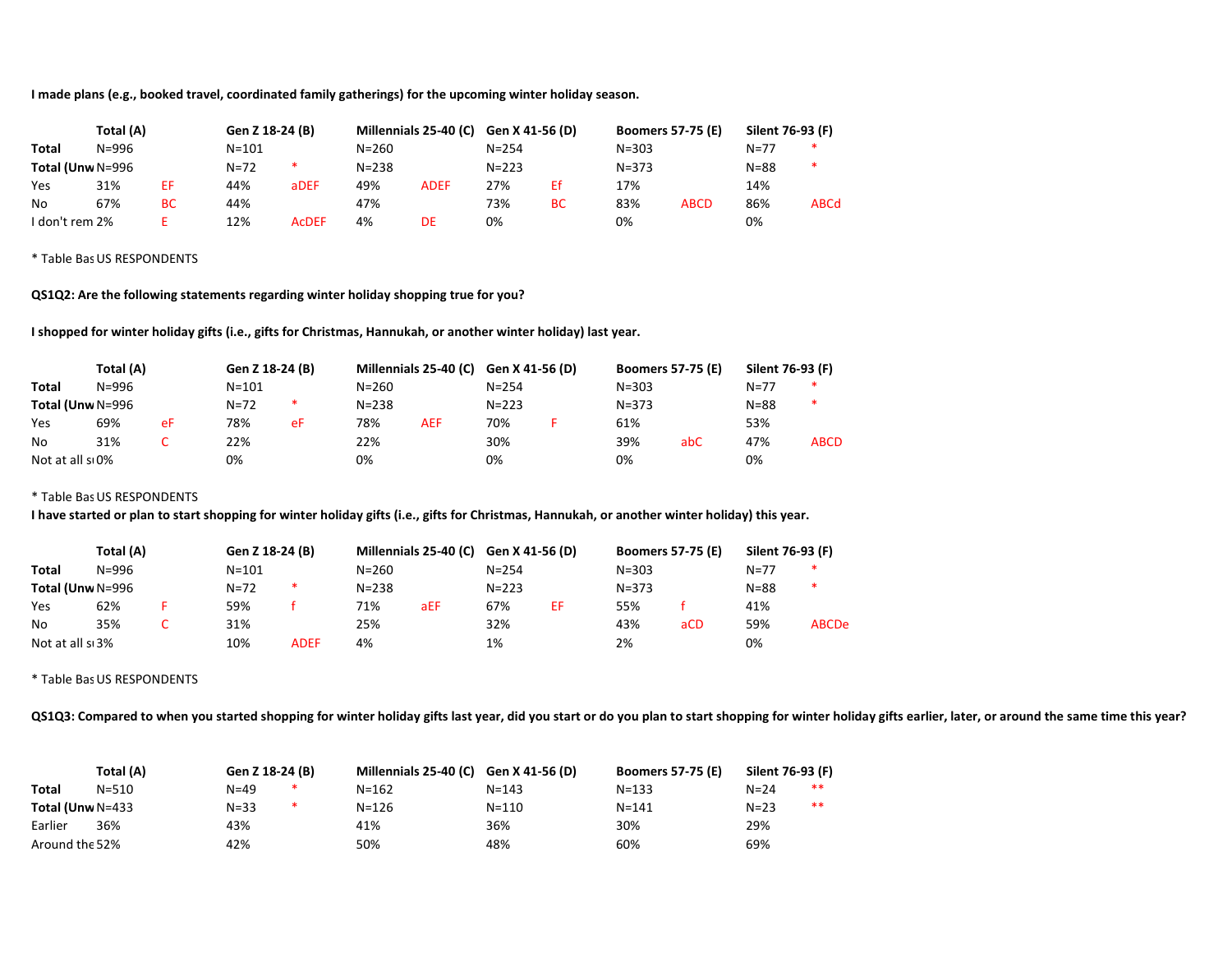**I made plans (e.g., booked travel, coordinated family gatherings) for the upcoming winter holiday season.**

| | Total (A) | | Gen Z 18-24 (B) | | Millennials 25-40 (C) | | Gen X 41-56 (D) | | Boomers 57-75 (E) | | Silent 76-93 (F) | |
|---|---|---|---|---|---|---|---|---|---|---|---|---|
| **Total** | N=996 | | N=101 | | N=260 | | N=254 | | N=303 | | N=77 | * |
| **Total (Unw** | N=996 | | N=72 | * | N=238 | | N=223 | | N=373 | | N=88 | * |
| Yes | 31% | EF | 44% | aDEF | 49% | ADEF | 27% | Ef | 17% | | 14% | |
| No | 67% | BC | 44% | | 47% | | 73% | BC | 83% | ABCD | 86% | ABCd |
| I don't rem | 2% | E | 12% | AcDEF | 4% | DE | 0% | | 0% | | 0% | |

* Table Bas US RESPONDENTS

**QS1Q2: Are the following statements regarding winter holiday shopping true for you?**

**I shopped for winter holiday gifts (i.e., gifts for Christmas, Hannukah, or another winter holiday) last year.**

| | Total (A) | | Gen Z 18-24 (B) | | Millennials 25-40 (C) | | Gen X 41-56 (D) | | Boomers 57-75 (E) | | Silent 76-93 (F) | |
|---|---|---|---|---|---|---|---|---|---|---|---|---|
| **Total** | N=996 | | N=101 | | N=260 | | N=254 | | N=303 | | N=77 | * |
| **Total (Unw** | N=996 | | N=72 | * | N=238 | | N=223 | | N=373 | | N=88 | * |
| Yes | 69% | eF | 78% | eF | 78% | AEF | 70% | F | 61% | | 53% | |
| No | 31% | C | 22% | | 22% | | 30% | | 39% | abC | 47% | ABCD |
| Not at all s | 0% | | 0% | | 0% | | 0% | | 0% | | 0% | |

* Table Bas US RESPONDENTS

**I have started or plan to start shopping for winter holiday gifts (i.e., gifts for Christmas, Hannukah, or another winter holiday) this year.**

| | Total (A) | | Gen Z 18-24 (B) | | Millennials 25-40 (C) | | Gen X 41-56 (D) | | Boomers 57-75 (E) | | Silent 76-93 (F) | |
|---|---|---|---|---|---|---|---|---|---|---|---|---|
| **Total** | N=996 | | N=101 | | N=260 | | N=254 | | N=303 | | N=77 | * |
| **Total (Unw** | N=996 | | N=72 | * | N=238 | | N=223 | | N=373 | | N=88 | * |
| Yes | 62% | F | 59% | f | 71% | aEF | 67% | EF | 55% | f | 41% | |
| No | 35% | C | 31% | | 25% | | 32% | | 43% | aCD | 59% | ABCDe |
| Not at all s | 3% | | 10% | ADEF | 4% | | 1% | | 2% | | 0% | |

* Table Bas US RESPONDENTS

**QS1Q3: Compared to when you started shopping for winter holiday gifts last year, did you start or do you plan to start shopping for winter holiday gifts earlier, later, or around the same time this year?**

| | Total (A) | | Gen Z 18-24 (B) | | Millennials 25-40 (C) | | Gen X 41-56 (D) | | Boomers 57-75 (E) | | Silent 76-93 (F) | |
|---|---|---|---|---|---|---|---|---|---|---|---|---|
| **Total** | N=510 | | N=49 | * | N=162 | | N=143 | | N=133 | | N=24 | ** |
| **Total (Unw** | N=433 | | N=33 | * | N=126 | | N=110 | | N=141 | | N=23 | ** |
| Earlier | 36% | | 43% | | 41% | | 36% | | 30% | | 29% | |
| Around the | 52% | | 42% | | 50% | | 48% | | 60% | | 69% | |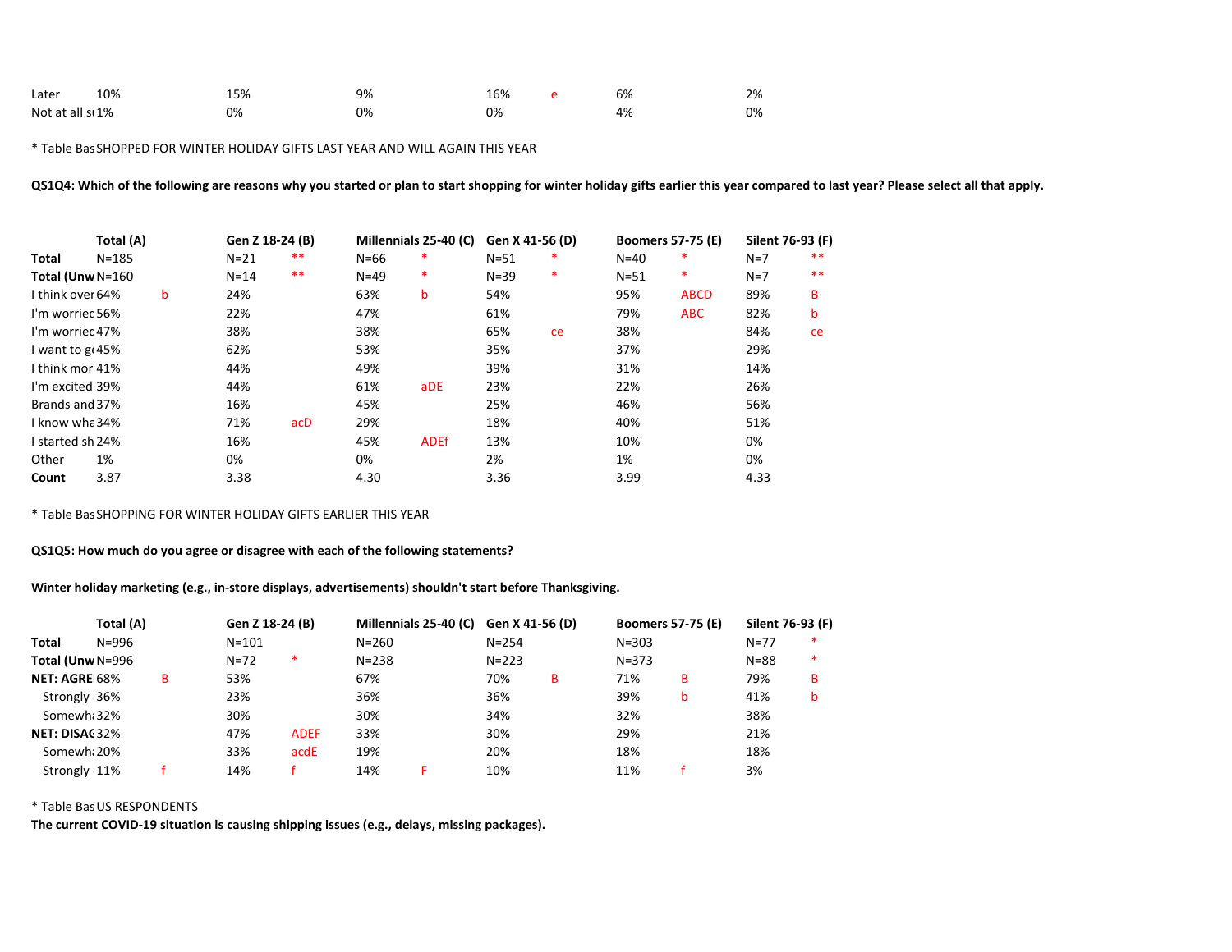| | Total (A) | | Gen Z 18-24 (B) | | Millennials 25-40 (C) | | Gen X 41-56 (D) | | Boomers 57-75 (E) | | Silent 76-93 (F) | |
|---|---|---|---|---|---|---|---|---|---|---|---|---|
| Later | 10% | | 15% | | 9% | | 16% | e | 6% | | 2% | |
| Not at all su | 1% | | 0% | | 0% | | 0% | | 4% | | 0% | |

* Table Bas SHOPPED FOR WINTER HOLIDAY GIFTS LAST YEAR AND WILL AGAIN THIS YEAR

**QS1Q4: Which of the following are reasons why you started or plan to start shopping for winter holiday gifts earlier this year compared to last year? Please select all that apply.**

| | Total (A) | | Gen Z 18-24 (B) | | Millennials 25-40 (C) | | Gen X 41-56 (D) | | Boomers 57-75 (E) | | Silent 76-93 (F) | |
|---|---|---|---|---|---|---|---|---|---|---|---|---|
| **Total** | N=185 | | N=21 | ** | N=66 | * | N=51 | * | N=40 | * | N=7 | ** |
| **Total (Unw** | N=160 | | N=14 | ** | N=49 | * | N=39 | * | N=51 | * | N=7 | ** |
| I think over | 64% | b | 24% | | 63% | b | 54% | | 95% | ABCD | 89% | B |
| I'm worried | 56% | | 22% | | 47% | | 61% | | 79% | ABC | 82% | b |
| I'm worried | 47% | | 38% | | 38% | | 65% | ce | 38% | | 84% | ce |
| I want to g | 45% | | 62% | | 53% | | 35% | | 37% | | 29% | |
| I think mor | 41% | | 44% | | 49% | | 39% | | 31% | | 14% | |
| I'm excited | 39% | | 44% | | 61% | aDE | 23% | | 22% | | 26% | |
| Brands and | 37% | | 16% | | 45% | | 25% | | 46% | | 56% | |
| I know wha | 34% | | 71% | acD | 29% | | 18% | | 40% | | 51% | |
| I started sh | 24% | | 16% | | 45% | ADEf | 13% | | 10% | | 0% | |
| Other | 1% | | 0% | | 0% | | 2% | | 1% | | 0% | |
| **Count** | 3.87 | | 3.38 | | 4.30 | | 3.36 | | 3.99 | | 4.33 | |

* Table Bas SHOPPING FOR WINTER HOLIDAY GIFTS EARLIER THIS YEAR

**QS1Q5: How much do you agree or disagree with each of the following statements?**

**Winter holiday marketing (e.g., in-store displays, advertisements) shouldn't start before Thanksgiving.**

| | Total (A) | | Gen Z 18-24 (B) | | Millennials 25-40 (C) | | Gen X 41-56 (D) | | Boomers 57-75 (E) | | Silent 76-93 (F) | |
|---|---|---|---|---|---|---|---|---|---|---|---|---|
| **Total** | N=996 | | N=101 | | N=260 | | N=254 | | N=303 | | N=77 | * |
| **Total (Unw** | N=996 | | N=72 | * | N=238 | | N=223 | | N=373 | | N=88 | * |
| **NET: AGRE** | 68% | B | 53% | | 67% | | 70% | B | 71% | B | 79% | B |
| Strongly | 36% | | 23% | | 36% | | 36% | | 39% | b | 41% | b |
| Somewh | 32% | | 30% | | 30% | | 34% | | 32% | | 38% | |
| **NET: DISAG** | 32% | | 47% | ADEF | 33% | | 30% | | 29% | | 21% | |
| Somewh | 20% | | 33% | acdE | 19% | | 20% | | 18% | | 18% | |
| Strongly | 11% | f | 14% | f | 14% | F | 10% | | 11% | f | 3% | |

* Table Bas US RESPONDENTS

**The current COVID-19 situation is causing shipping issues (e.g., delays, missing packages).**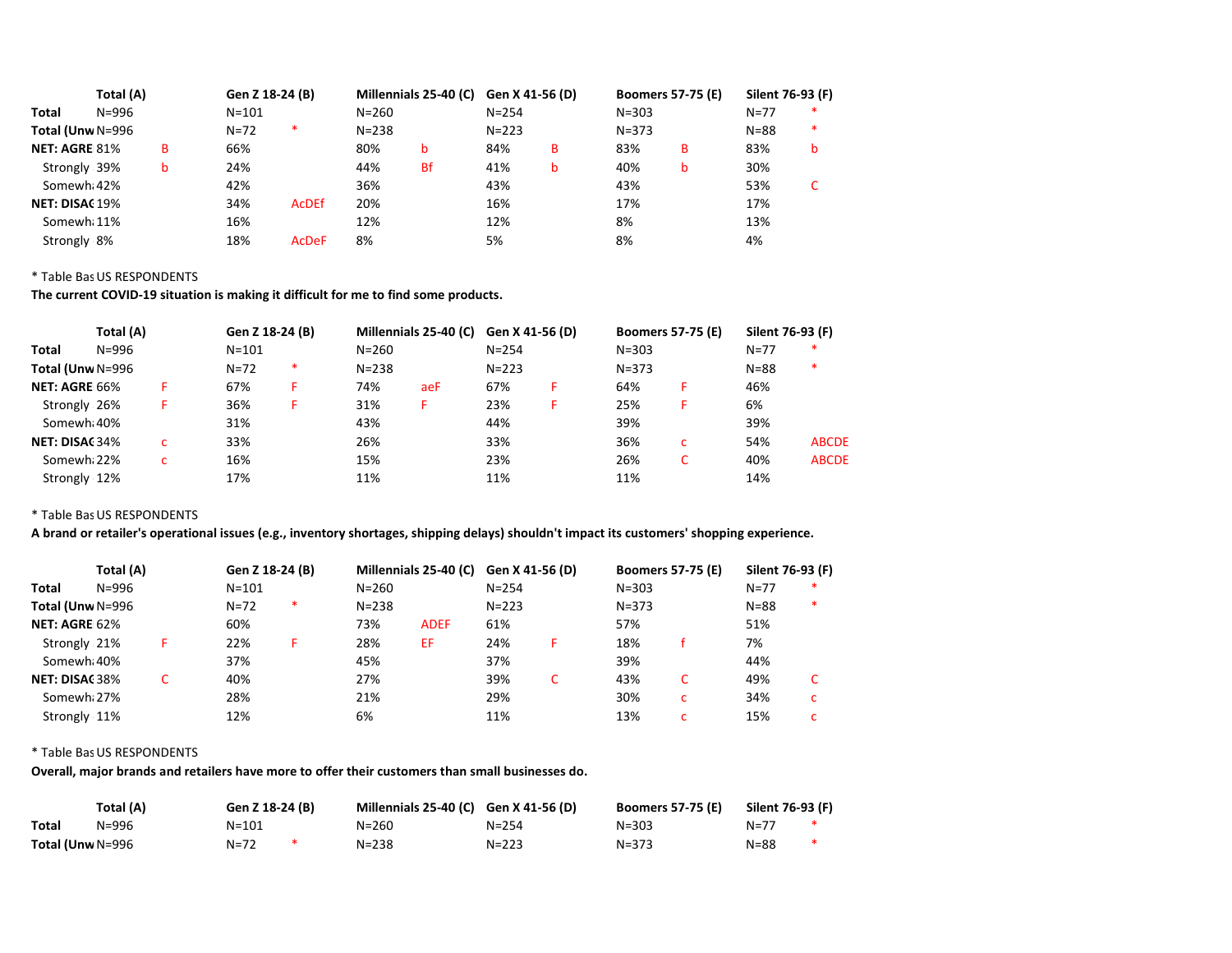| | Total (A) | | Gen Z 18-24 (B) | | Millennials 25-40 (C) | | Gen X 41-56 (D) | | Boomers 57-75 (E) | | Silent 76-93 (F) | |
|---|---|---|---|---|---|---|---|---|---|---|---|---|
| Total | N=996 | | N=101 | | N=260 | | N=254 | | N=303 | | N=77 | * |
| Total (Unw | N=996 | | N=72 | * | N=238 | | N=223 | | N=373 | | N=88 | * |
| NET: AGRE | 81% | B | 66% | | 80% | b | 84% | B | 83% | B | 83% | b |
| Strongly | 39% | b | 24% | | 44% | Bf | 41% | b | 40% | b | 30% | |
| Somewh | 42% | | 42% | | 36% | | 43% | | 43% | | 53% | C |
| NET: DISAC | 19% | | 34% | AcDEf | 20% | | 16% | | 17% | | 17% | |
| Somewh | 11% | | 16% | | 12% | | 12% | | 8% | | 13% | |
| Strongly | 8% | | 18% | AcDeF | 8% | | 5% | | 8% | | 4% | |

* Table Bas US RESPONDENTS

**The current COVID-19 situation is making it difficult for me to find some products.**

| | Total (A) | | Gen Z 18-24 (B) | | Millennials 25-40 (C) | | Gen X 41-56 (D) | | Boomers 57-75 (E) | | Silent 76-93 (F) | |
|---|---|---|---|---|---|---|---|---|---|---|---|---|
| Total | N=996 | | N=101 | | N=260 | | N=254 | | N=303 | | N=77 | * |
| Total (Unw | N=996 | | N=72 | * | N=238 | | N=223 | | N=373 | | N=88 | * |
| NET: AGRE | 66% | F | 67% | F | 74% | aeF | 67% | F | 64% | F | 46% | |
| Strongly | 26% | F | 36% | F | 31% | F | 23% | F | 25% | F | 6% | |
| Somewh | 40% | | 31% | | 43% | | 44% | | 39% | | 39% | |
| NET: DISAC | 34% | c | 33% | | 26% | | 33% | | 36% | c | 54% | ABCDE |
| Somewh | 22% | c | 16% | | 15% | | 23% | | 26% | C | 40% | ABCDE |
| Strongly | 12% | | 17% | | 11% | | 11% | | 11% | | 14% | |

* Table Bas US RESPONDENTS

**A brand or retailer's operational issues (e.g., inventory shortages, shipping delays) shouldn't impact its customers' shopping experience.**

| | Total (A) | | Gen Z 18-24 (B) | | Millennials 25-40 (C) | | Gen X 41-56 (D) | | Boomers 57-75 (E) | | Silent 76-93 (F) | |
|---|---|---|---|---|---|---|---|---|---|---|---|---|
| Total | N=996 | | N=101 | | N=260 | | N=254 | | N=303 | | N=77 | * |
| Total (Unw | N=996 | | N=72 | * | N=238 | | N=223 | | N=373 | | N=88 | * |
| NET: AGRE | 62% | | 60% | | 73% | ADEF | 61% | | 57% | | 51% | |
| Strongly | 21% | F | 22% | F | 28% | EF | 24% | F | 18% | f | 7% | |
| Somewh | 40% | | 37% | | 45% | | 37% | | 39% | | 44% | |
| NET: DISAC | 38% | C | 40% | | 27% | | 39% | C | 43% | C | 49% | C |
| Somewh | 27% | | 28% | | 21% | | 29% | | 30% | c | 34% | c |
| Strongly | 11% | | 12% | | 6% | | 11% | | 13% | c | 15% | c |

* Table Bas US RESPONDENTS

**Overall, major brands and retailers have more to offer their customers than small businesses do.**

| | Total (A) | | Gen Z 18-24 (B) | | Millennials 25-40 (C) | | Gen X 41-56 (D) | | Boomers 57-75 (E) | | Silent 76-93 (F) | |
|---|---|---|---|---|---|---|---|---|---|---|---|---|
| Total | N=996 | | N=101 | | N=260 | | N=254 | | N=303 | | N=77 | * |
| Total (Unw | N=996 | | N=72 | * | N=238 | | N=223 | | N=373 | | N=88 | * |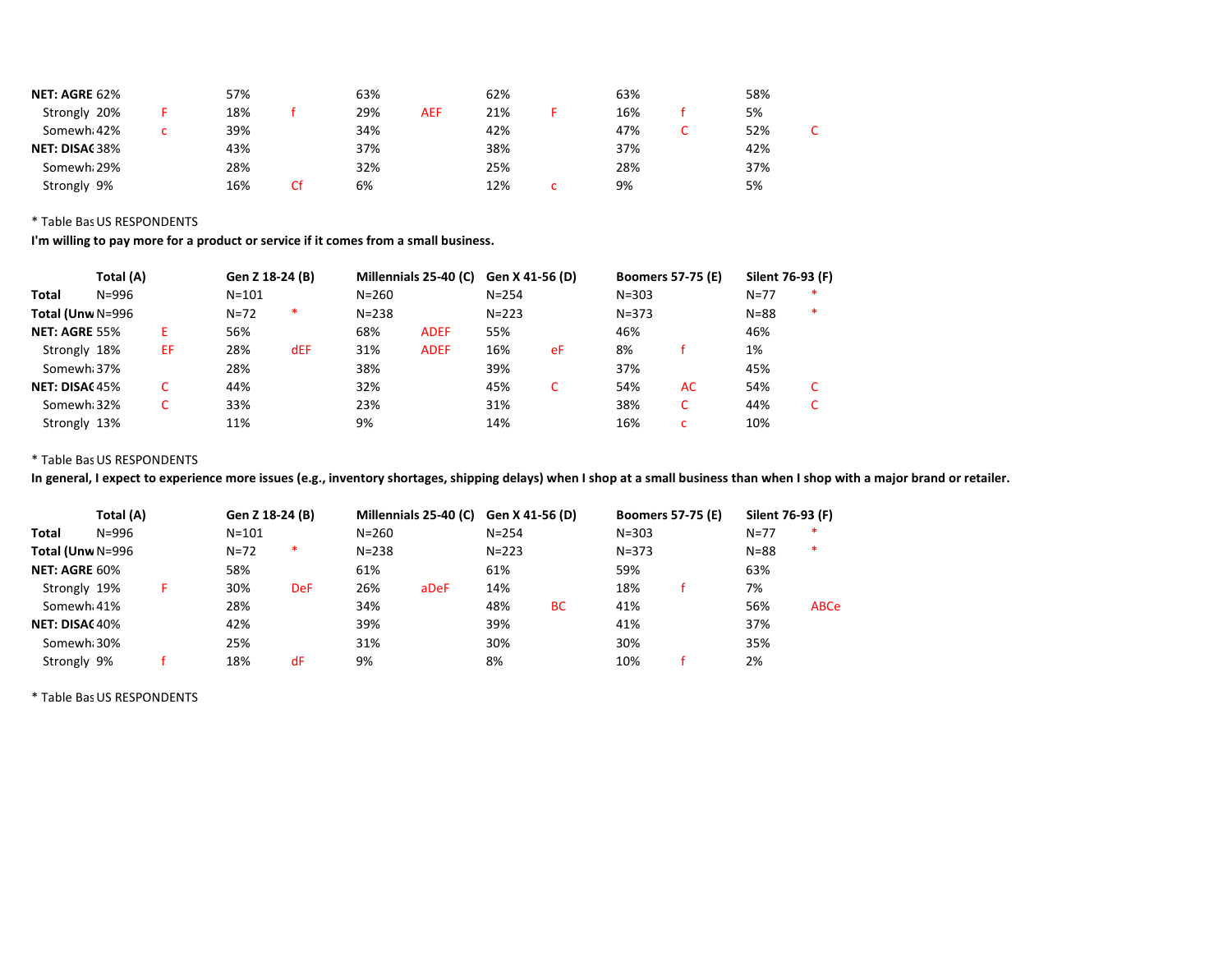| | | | | | | | | | | | | |
|---|---|---|---|---|---|---|---|---|---|---|---|---|
| **NET: AGRE** | 62% | | 57% | | 63% | | 62% | | 63% | | 58% | |
| Strongly | 20% | F | 18% | f | 29% | AEF | 21% | F | 16% | f | 5% | |
| Somewh | 42% | c | 39% | | 34% | | 42% | | 47% | C | 52% | C |
| **NET: DISAG** | 38% | | 43% | | 37% | | 38% | | 37% | | 42% | |
| Somewh | 29% | | 28% | | 32% | | 25% | | 28% | | 37% | |
| Strongly | 9% | | 16% | Cf | 6% | | 12% | c | 9% | | 5% | |

* Table Bas US RESPONDENTS

**I'm willing to pay more for a product or service if it comes from a small business.**

| | **Total (A)** | | **Gen Z 18-24 (B)** | | **Millennials 25-40 (C)** | | **Gen X 41-56 (D)** | | **Boomers 57-75 (E)** | | **Silent 76-93 (F)** | |
|---|---|---|---|---|---|---|---|---|---|---|---|---|
| **Total** | N=996 | | N=101 | | N=260 | | N=254 | | N=303 | | N=77 | * |
| **Total (Unw** | N=996 | | N=72 | * | N=238 | | N=223 | | N=373 | | N=88 | * |
| **NET: AGRE** | 55% | E | 56% | | 68% | ADEF | 55% | | 46% | | 46% | |
| Strongly | 18% | EF | 28% | dEF | 31% | ADEF | 16% | eF | 8% | f | 1% | |
| Somewh | 37% | | 28% | | 38% | | 39% | | 37% | | 45% | |
| **NET: DISAG** | 45% | C | 44% | | 32% | | 45% | C | 54% | AC | 54% | C |
| Somewh | 32% | C | 33% | | 23% | | 31% | | 38% | C | 44% | C |
| Strongly | 13% | | 11% | | 9% | | 14% | | 16% | c | 10% | |

* Table Bas US RESPONDENTS

**In general, I expect to experience more issues (e.g., inventory shortages, shipping delays) when I shop at a small business than when I shop with a major brand or retailer.**

| | **Total (A)** | | **Gen Z 18-24 (B)** | | **Millennials 25-40 (C)** | | **Gen X 41-56 (D)** | | **Boomers 57-75 (E)** | | **Silent 76-93 (F)** | |
|---|---|---|---|---|---|---|---|---|---|---|---|---|
| **Total** | N=996 | | N=101 | | N=260 | | N=254 | | N=303 | | N=77 | * |
| **Total (Unw** | N=996 | | N=72 | * | N=238 | | N=223 | | N=373 | | N=88 | * |
| **NET: AGRE** | 60% | | 58% | | 61% | | 61% | | 59% | | 63% | |
| Strongly | 19% | F | 30% | DeF | 26% | aDeF | 14% | | 18% | f | 7% | |
| Somewh | 41% | | 28% | | 34% | | 48% | BC | 41% | | 56% | ABCe |
| **NET: DISAG** | 40% | | 42% | | 39% | | 39% | | 41% | | 37% | |
| Somewh | 30% | | 25% | | 31% | | 30% | | 30% | | 35% | |
| Strongly | 9% | f | 18% | dF | 9% | | 8% | | 10% | f | 2% | |

* Table Bas US RESPONDENTS